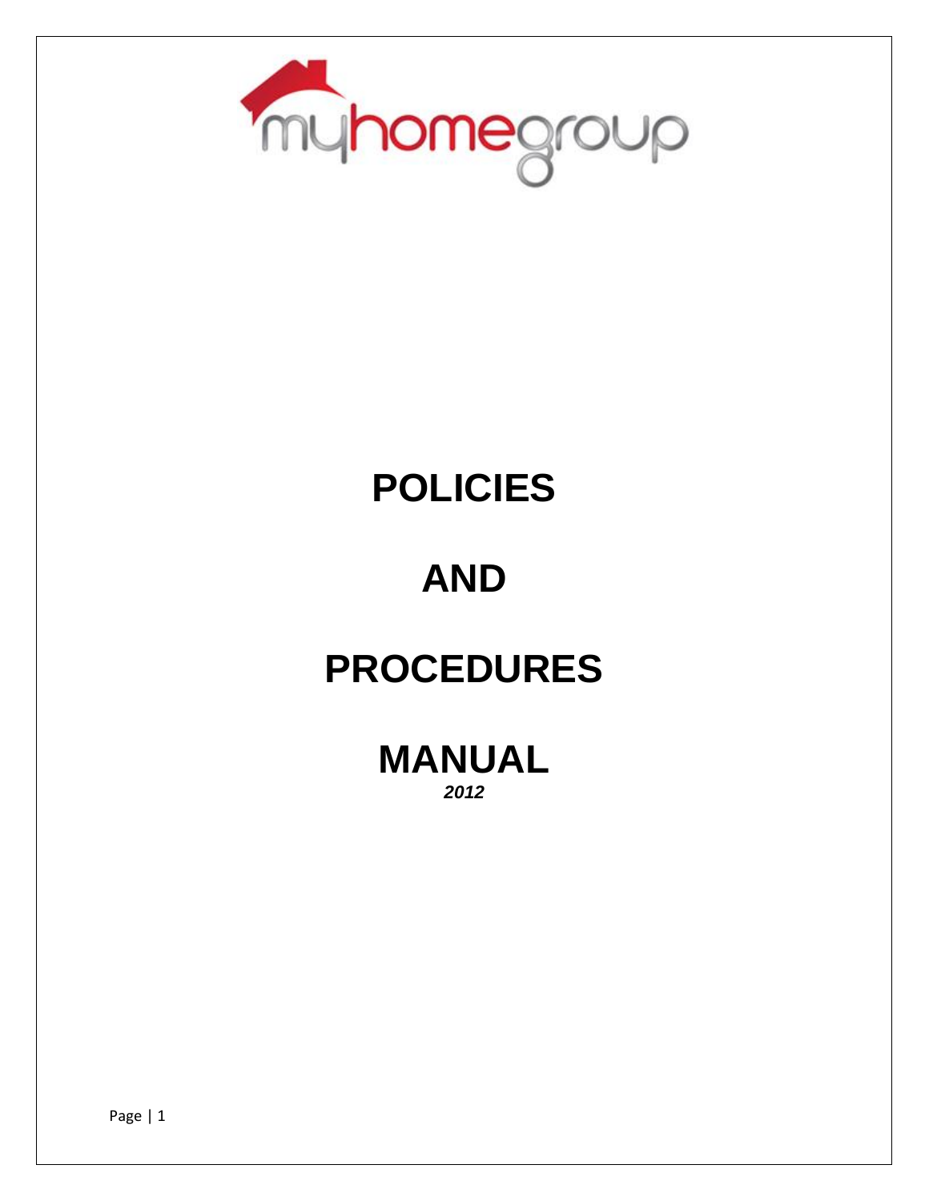myhomegroup

# POLICIES

# AND

# PROCEDURES

# MANUAL

***2012***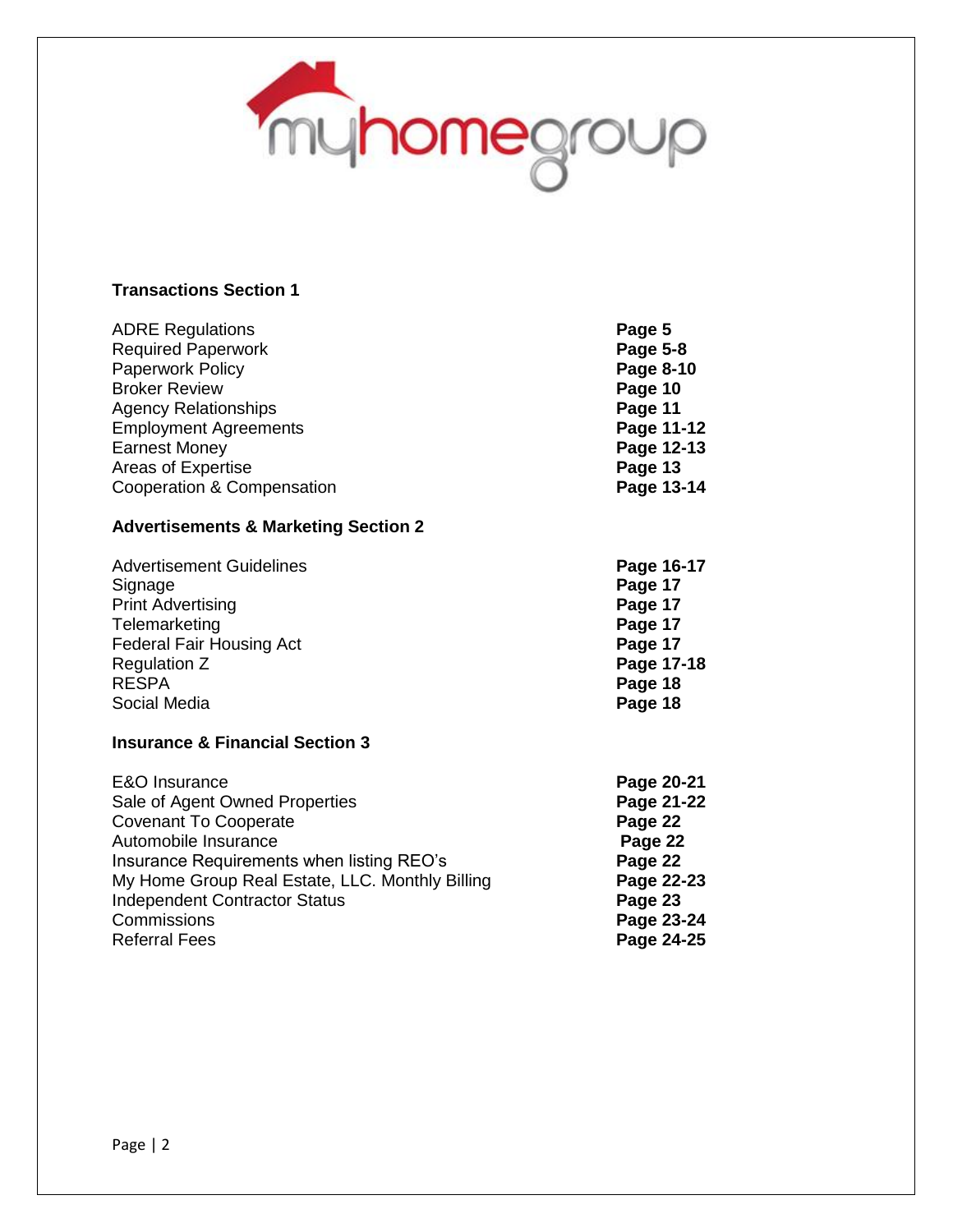**Transactions Section 1**

| | |
|---|---|
| ADRE Regulations | **Page 5** |
| Required Paperwork | **Page 5-8** |
| Paperwork Policy | **Page 8-10** |
| Broker Review | **Page 10** |
| Agency Relationships | **Page 11** |
| Employment Agreements | **Page 11-12** |
| Earnest Money | **Page 12-13** |
| Areas of Expertise | **Page 13** |
| Cooperation & Compensation | **Page 13-14** |

**Advertisements & Marketing Section 2**

| | |
|---|---|
| Advertisement Guidelines | **Page 16-17** |
| Signage | **Page 17** |
| Print Advertising | **Page 17** |
| Telemarketing | **Page 17** |
| Federal Fair Housing Act | **Page 17** |
| Regulation Z | **Page 17-18** |
| RESPA | **Page 18** |
| Social Media | **Page 18** |

**Insurance & Financial Section 3**

| | |
|---|---|
| E&O Insurance | **Page 20-21** |
| Sale of Agent Owned Properties | **Page 21-22** |
| Covenant To Cooperate | **Page 22** |
| Automobile Insurance | **Page 22** |
| Insurance Requirements when listing REO's | **Page 22** |
| My Home Group Real Estate, LLC. Monthly Billing | **Page 22-23** |
| Independent Contractor Status | **Page 23** |
| Commissions | **Page 23-24** |
| Referral Fees | **Page 24-25** |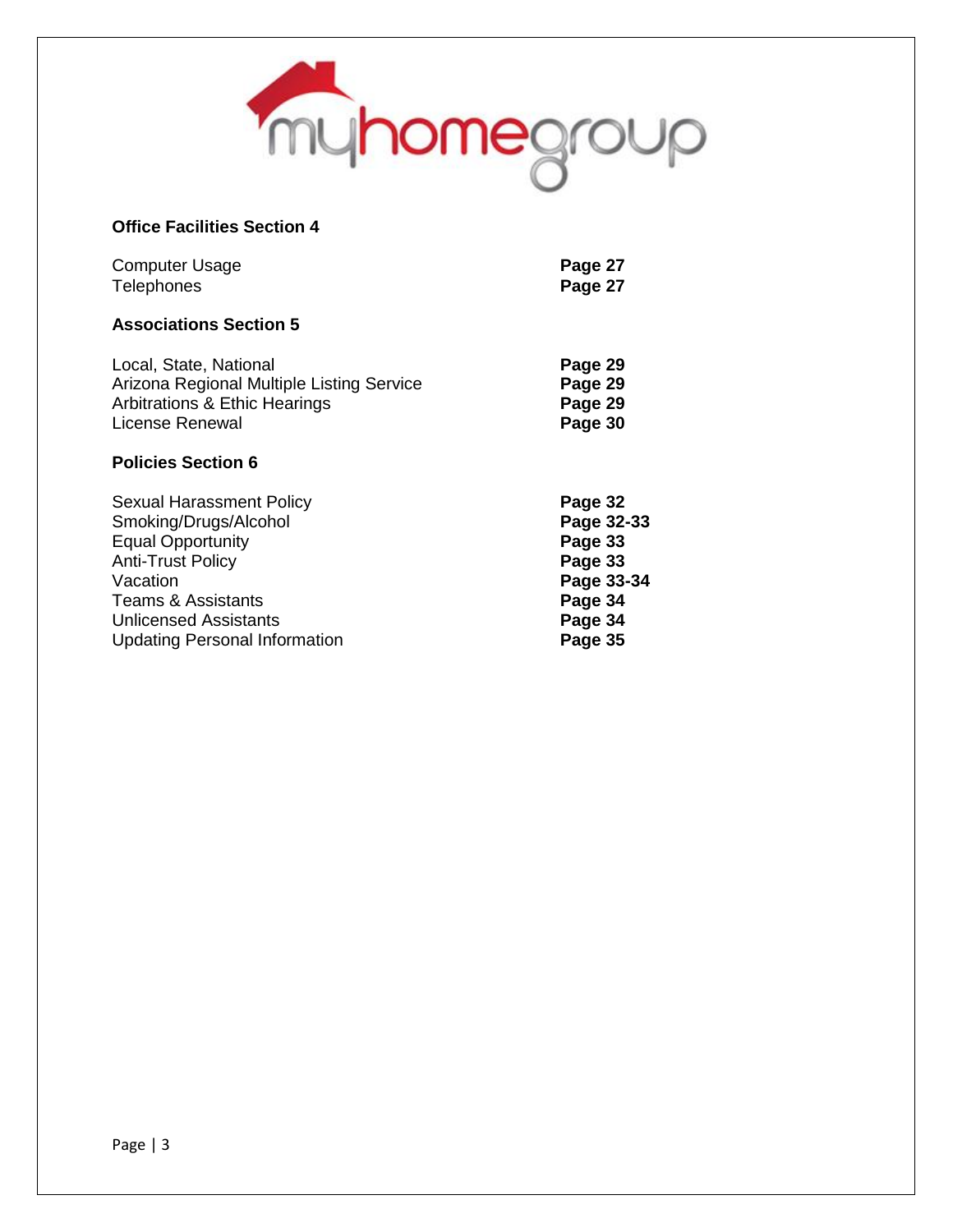**Office Facilities Section 4**

| | |
|---|---|
| Computer Usage | **Page 27** |
| Telephones | **Page 27** |

**Associations Section 5**

| | |
|---|---|
| Local, State, National | **Page 29** |
| Arizona Regional Multiple Listing Service | **Page 29** |
| Arbitrations & Ethic Hearings | **Page 29** |
| License Renewal | **Page 30** |

**Policies Section 6**

| | |
|---|---|
| Sexual Harassment Policy | **Page 32** |
| Smoking/Drugs/Alcohol | **Page 32-33** |
| Equal Opportunity | **Page 33** |
| Anti-Trust Policy | **Page 33** |
| Vacation | **Page 33-34** |
| Teams & Assistants | **Page 34** |
| Unlicensed Assistants | **Page 34** |
| Updating Personal Information | **Page 35** |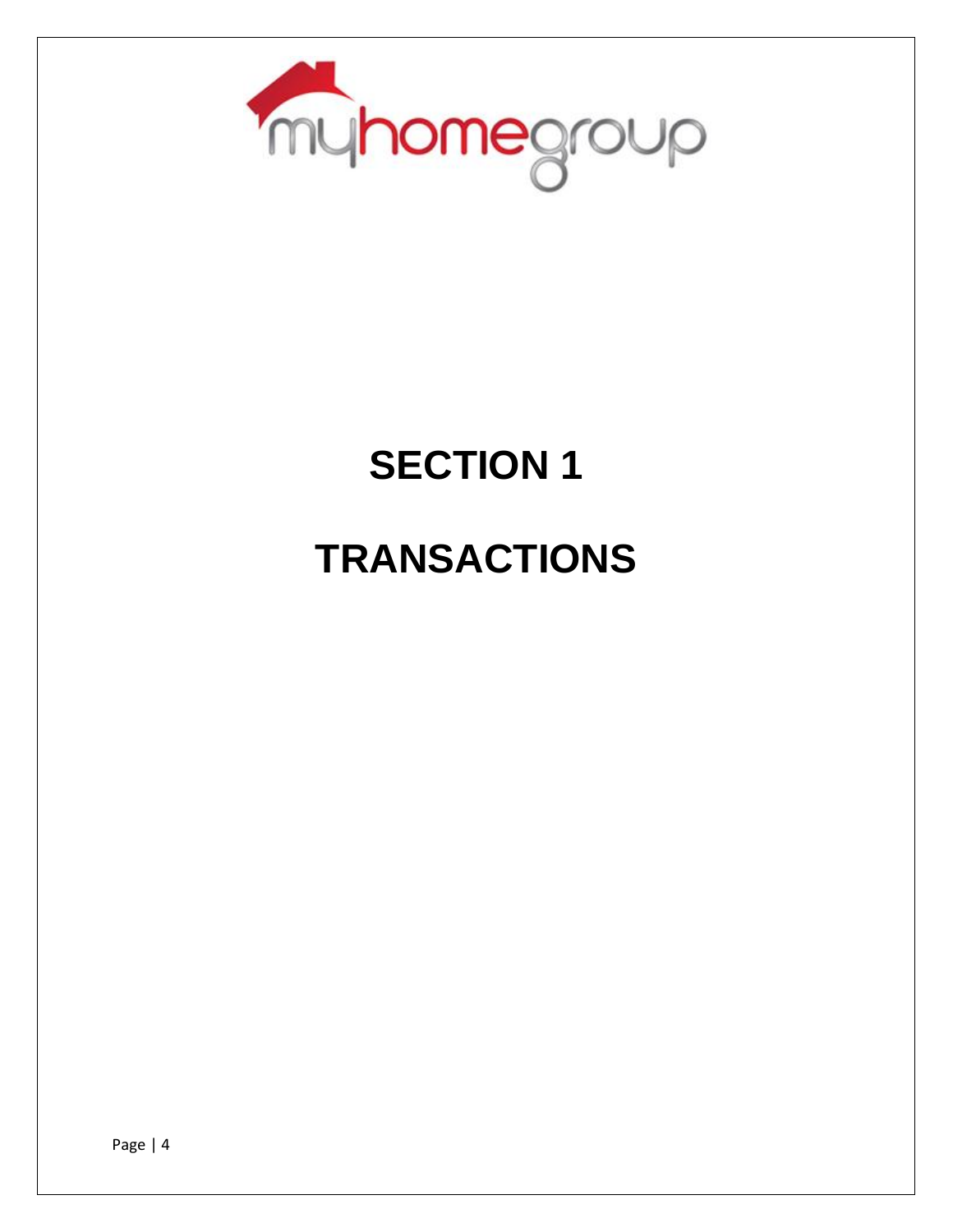# SECTION 1

# TRANSACTIONS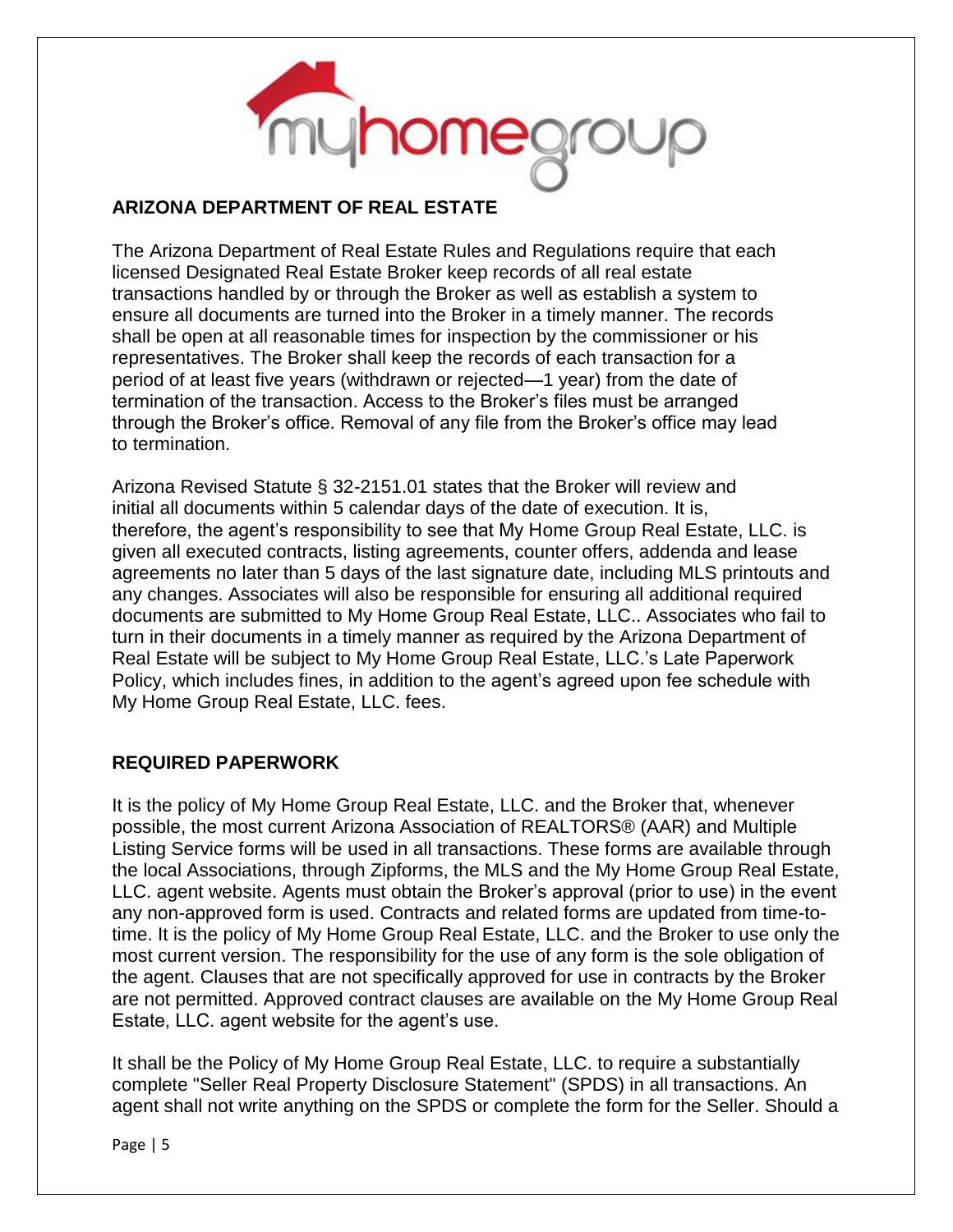## ARIZONA DEPARTMENT OF REAL ESTATE

The Arizona Department of Real Estate Rules and Regulations require that each licensed Designated Real Estate Broker keep records of all real estate transactions handled by or through the Broker as well as establish a system to ensure all documents are turned into the Broker in a timely manner. The records shall be open at all reasonable times for inspection by the commissioner or his representatives. The Broker shall keep the records of each transaction for a period of at least five years (withdrawn or rejected—1 year) from the date of termination of the transaction. Access to the Broker's files must be arranged through the Broker's office. Removal of any file from the Broker's office may lead to termination.

Arizona Revised Statute § 32-2151.01 states that the Broker will review and initial all documents within 5 calendar days of the date of execution. It is, therefore, the agent's responsibility to see that My Home Group Real Estate, LLC. is given all executed contracts, listing agreements, counter offers, addenda and lease agreements no later than 5 days of the last signature date, including MLS printouts and any changes. Associates will also be responsible for ensuring all additional required documents are submitted to My Home Group Real Estate, LLC.. Associates who fail to turn in their documents in a timely manner as required by the Arizona Department of Real Estate will be subject to My Home Group Real Estate, LLC.'s Late Paperwork Policy, which includes fines, in addition to the agent's agreed upon fee schedule with My Home Group Real Estate, LLC. fees.

## REQUIRED PAPERWORK

It is the policy of My Home Group Real Estate, LLC. and the Broker that, whenever possible, the most current Arizona Association of REALTORS® (AAR) and Multiple Listing Service forms will be used in all transactions. These forms are available through the local Associations, through Zipforms, the MLS and the My Home Group Real Estate, LLC. agent website. Agents must obtain the Broker's approval (prior to use) in the event any non-approved form is used. Contracts and related forms are updated from time-to-time. It is the policy of My Home Group Real Estate, LLC. and the Broker to use only the most current version. The responsibility for the use of any form is the sole obligation of the agent. Clauses that are not specifically approved for use in contracts by the Broker are not permitted. Approved contract clauses are available on the My Home Group Real Estate, LLC. agent website for the agent's use.

It shall be the Policy of My Home Group Real Estate, LLC. to require a substantially complete "Seller Real Property Disclosure Statement" (SPDS) in all transactions. An agent shall not write anything on the SPDS or complete the form for the Seller. Should a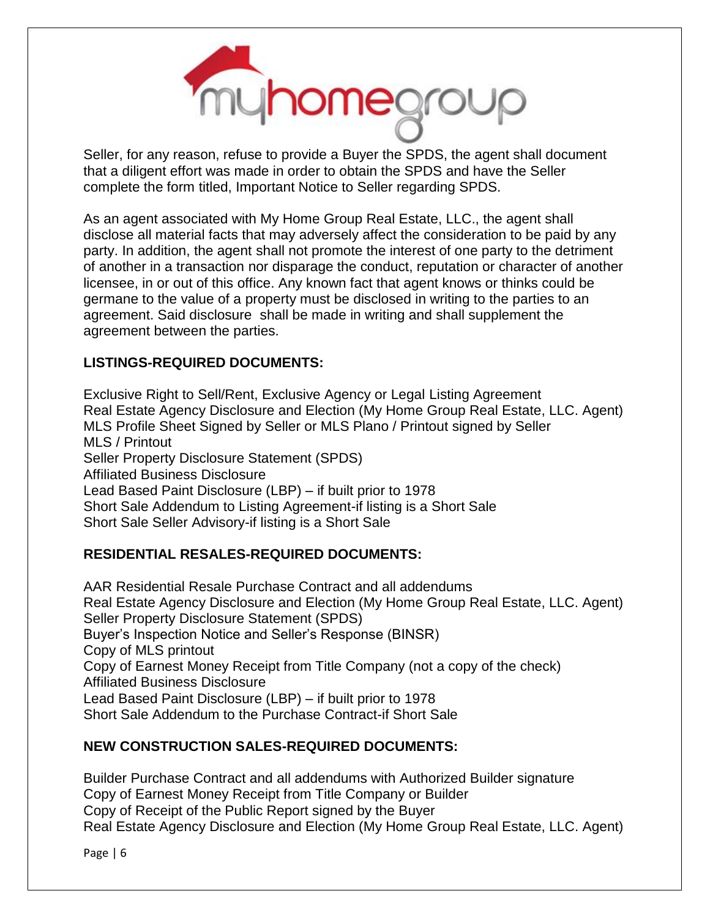Seller, for any reason, refuse to provide a Buyer the SPDS, the agent shall document that a diligent effort was made in order to obtain the SPDS and have the Seller complete the form titled, Important Notice to Seller regarding SPDS.

As an agent associated with My Home Group Real Estate, LLC., the agent shall disclose all material facts that may adversely affect the consideration to be paid by any party. In addition, the agent shall not promote the interest of one party to the detriment of another in a transaction nor disparage the conduct, reputation or character of another licensee, in or out of this office. Any known fact that agent knows or thinks could be germane to the value of a property must be disclosed in writing to the parties to an agreement. Said disclosure shall be made in writing and shall supplement the agreement between the parties.

**LISTINGS-REQUIRED DOCUMENTS:**

Exclusive Right to Sell/Rent, Exclusive Agency or Legal Listing Agreement
Real Estate Agency Disclosure and Election (My Home Group Real Estate, LLC. Agent)
MLS Profile Sheet Signed by Seller or MLS Plano / Printout signed by Seller
MLS / Printout
Seller Property Disclosure Statement (SPDS)
Affiliated Business Disclosure
Lead Based Paint Disclosure (LBP) – if built prior to 1978
Short Sale Addendum to Listing Agreement-if listing is a Short Sale
Short Sale Seller Advisory-if listing is a Short Sale

**RESIDENTIAL RESALES-REQUIRED DOCUMENTS:**

AAR Residential Resale Purchase Contract and all addendums
Real Estate Agency Disclosure and Election (My Home Group Real Estate, LLC. Agent)
Seller Property Disclosure Statement (SPDS)
Buyer's Inspection Notice and Seller's Response (BINSR)
Copy of MLS printout
Copy of Earnest Money Receipt from Title Company (not a copy of the check)
Affiliated Business Disclosure
Lead Based Paint Disclosure (LBP) – if built prior to 1978
Short Sale Addendum to the Purchase Contract-if Short Sale

**NEW CONSTRUCTION SALES-REQUIRED DOCUMENTS:**

Builder Purchase Contract and all addendums with Authorized Builder signature
Copy of Earnest Money Receipt from Title Company or Builder
Copy of Receipt of the Public Report signed by the Buyer
Real Estate Agency Disclosure and Election (My Home Group Real Estate, LLC. Agent)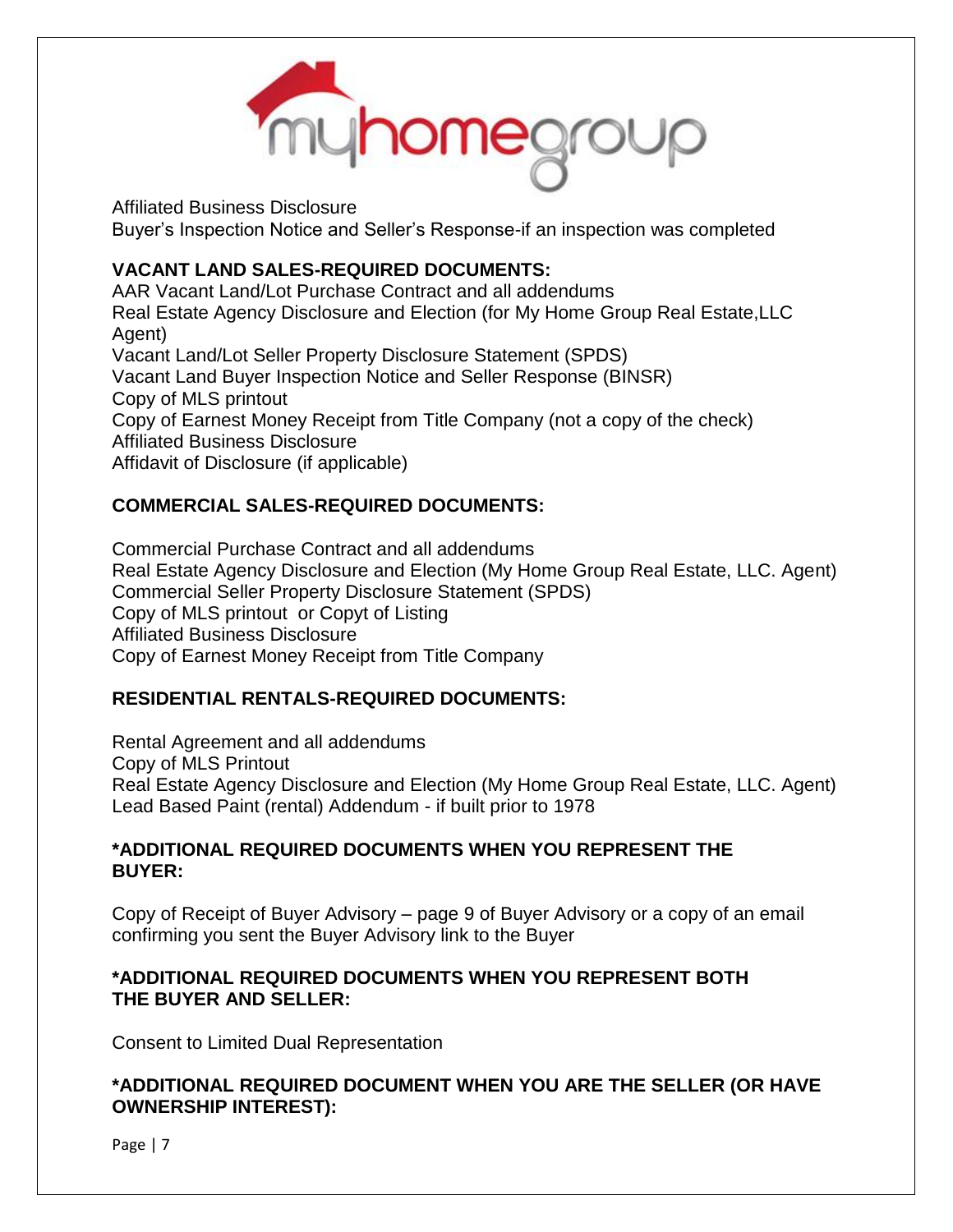Affiliated Business Disclosure
Buyer's Inspection Notice and Seller's Response-if an inspection was completed

**VACANT LAND SALES-REQUIRED DOCUMENTS:**

AAR Vacant Land/Lot Purchase Contract and all addendums
Real Estate Agency Disclosure and Election (for My Home Group Real Estate,LLC Agent)
Vacant Land/Lot Seller Property Disclosure Statement (SPDS)
Vacant Land Buyer Inspection Notice and Seller Response (BINSR)
Copy of MLS printout
Copy of Earnest Money Receipt from Title Company (not a copy of the check)
Affiliated Business Disclosure
Affidavit of Disclosure (if applicable)

**COMMERCIAL SALES-REQUIRED DOCUMENTS:**

Commercial Purchase Contract and all addendums
Real Estate Agency Disclosure and Election (My Home Group Real Estate, LLC. Agent)
Commercial Seller Property Disclosure Statement (SPDS)
Copy of MLS printout or Copyt of Listing
Affiliated Business Disclosure
Copy of Earnest Money Receipt from Title Company

**RESIDENTIAL RENTALS-REQUIRED DOCUMENTS:**

Rental Agreement and all addendums
Copy of MLS Printout
Real Estate Agency Disclosure and Election (My Home Group Real Estate, LLC. Agent)
Lead Based Paint (rental) Addendum - if built prior to 1978

**\*ADDITIONAL REQUIRED DOCUMENTS WHEN YOU REPRESENT THE BUYER:**

Copy of Receipt of Buyer Advisory – page 9 of Buyer Advisory or a copy of an email confirming you sent the Buyer Advisory link to the Buyer

**\*ADDITIONAL REQUIRED DOCUMENTS WHEN YOU REPRESENT BOTH THE BUYER AND SELLER:**

Consent to Limited Dual Representation

**\*ADDITIONAL REQUIRED DOCUMENT WHEN YOU ARE THE SELLER (OR HAVE OWNERSHIP INTEREST):**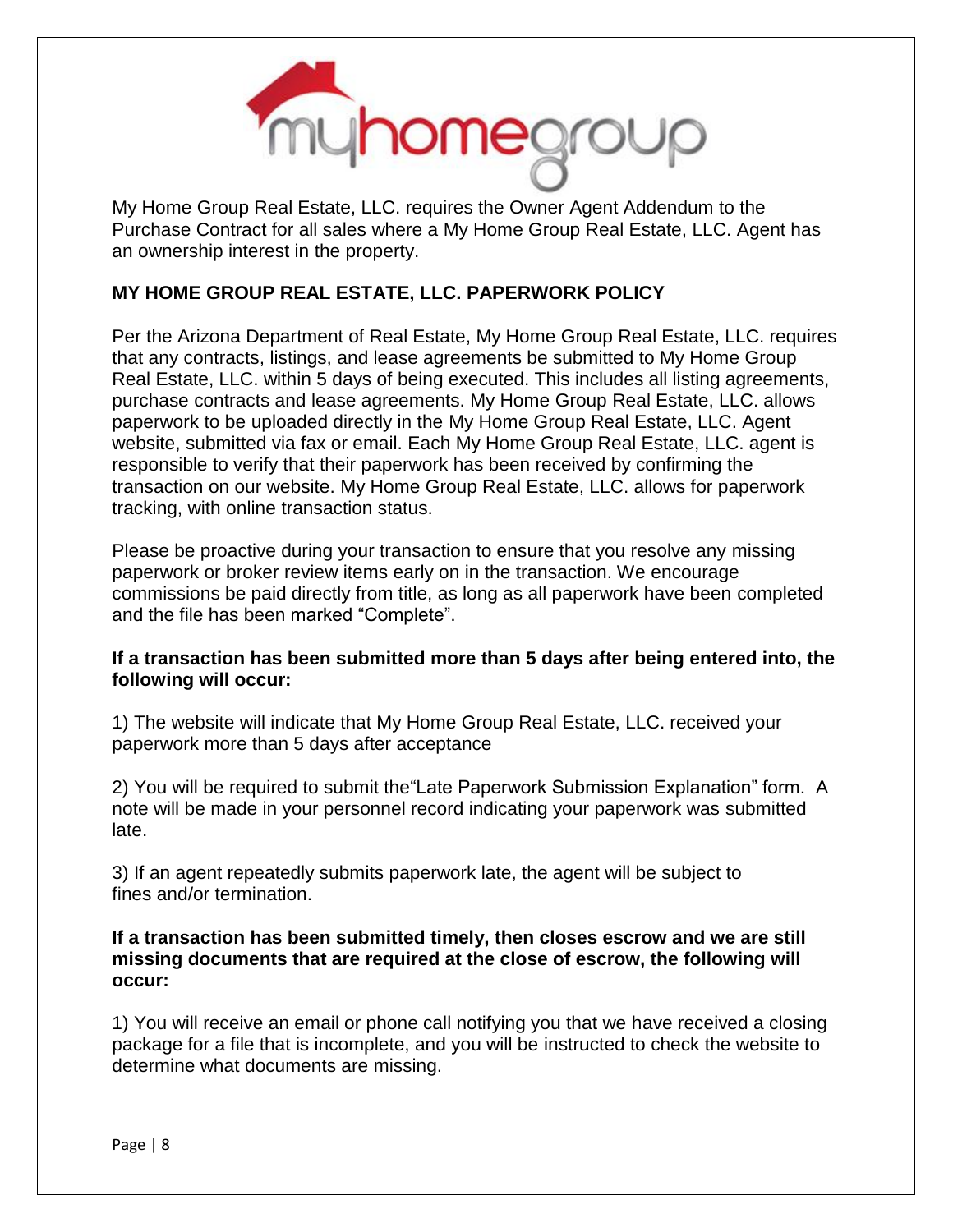My Home Group Real Estate, LLC. requires the Owner Agent Addendum to the Purchase Contract for all sales where a My Home Group Real Estate, LLC. Agent has an ownership interest in the property.

**MY HOME GROUP REAL ESTATE, LLC. PAPERWORK POLICY**

Per the Arizona Department of Real Estate, My Home Group Real Estate, LLC. requires that any contracts, listings, and lease agreements be submitted to My Home Group Real Estate, LLC. within 5 days of being executed. This includes all listing agreements, purchase contracts and lease agreements. My Home Group Real Estate, LLC. allows paperwork to be uploaded directly in the My Home Group Real Estate, LLC. Agent website, submitted via fax or email. Each My Home Group Real Estate, LLC. agent is responsible to verify that their paperwork has been received by confirming the transaction on our website. My Home Group Real Estate, LLC. allows for paperwork tracking, with online transaction status.

Please be proactive during your transaction to ensure that you resolve any missing paperwork or broker review items early on in the transaction. We encourage commissions be paid directly from title, as long as all paperwork have been completed and the file has been marked "Complete".

**If a transaction has been submitted more than 5 days after being entered into, the following will occur:**

1) The website will indicate that My Home Group Real Estate, LLC. received your paperwork more than 5 days after acceptance

2) You will be required to submit the"Late Paperwork Submission Explanation" form. A note will be made in your personnel record indicating your paperwork was submitted late.

3) If an agent repeatedly submits paperwork late, the agent will be subject to fines and/or termination.

**If a transaction has been submitted timely, then closes escrow and we are still missing documents that are required at the close of escrow, the following will occur:**

1) You will receive an email or phone call notifying you that we have received a closing package for a file that is incomplete, and you will be instructed to check the website to determine what documents are missing.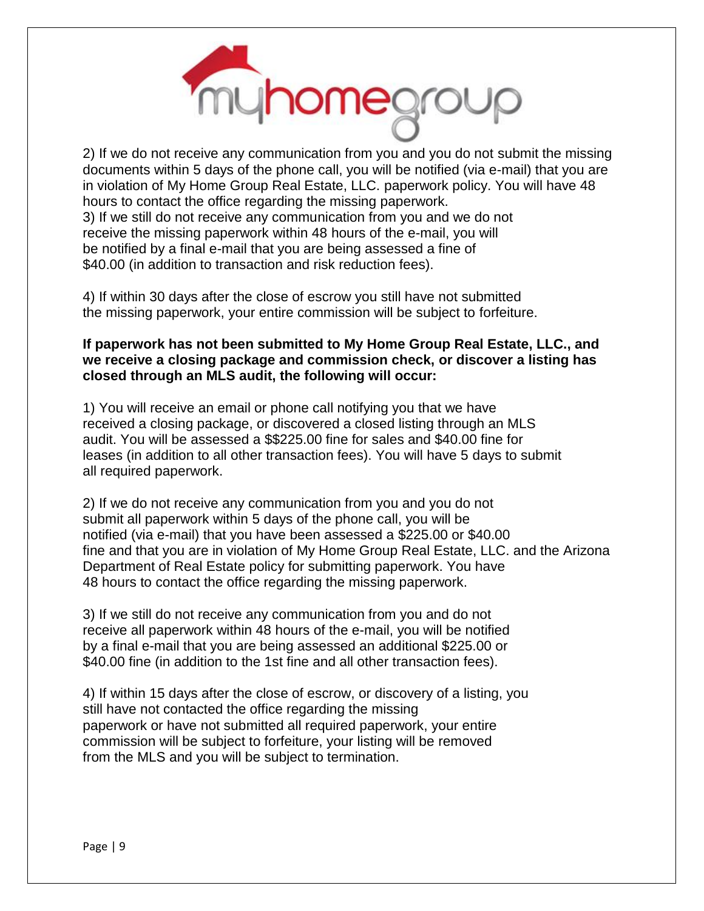2) If we do not receive any communication from you and you do not submit the missing documents within 5 days of the phone call, you will be notified (via e-mail) that you are in violation of My Home Group Real Estate, LLC. paperwork policy. You will have 48 hours to contact the office regarding the missing paperwork.
3) If we still do not receive any communication from you and we do not receive the missing paperwork within 48 hours of the e-mail, you will be notified by a final e-mail that you are being assessed a fine of $40.00 (in addition to transaction and risk reduction fees).

4) If within 30 days after the close of escrow you still have not submitted the missing paperwork, your entire commission will be subject to forfeiture.

**If paperwork has not been submitted to My Home Group Real Estate, LLC., and we receive a closing package and commission check, or discover a listing has closed through an MLS audit, the following will occur:**

1) You will receive an email or phone call notifying you that we have received a closing package, or discovered a closed listing through an MLS audit. You will be assessed a $$225.00 fine for sales and $40.00 fine for leases (in addition to all other transaction fees). You will have 5 days to submit all required paperwork.

2) If we do not receive any communication from you and you do not submit all paperwork within 5 days of the phone call, you will be notified (via e-mail) that you have been assessed a $225.00 or $40.00 fine and that you are in violation of My Home Group Real Estate, LLC. and the Arizona Department of Real Estate policy for submitting paperwork. You have 48 hours to contact the office regarding the missing paperwork.

3) If we still do not receive any communication from you and do not receive all paperwork within 48 hours of the e-mail, you will be notified by a final e-mail that you are being assessed an additional $225.00 or $40.00 fine (in addition to the 1st fine and all other transaction fees).

4) If within 15 days after the close of escrow, or discovery of a listing, you still have not contacted the office regarding the missing paperwork or have not submitted all required paperwork, your entire commission will be subject to forfeiture, your listing will be removed from the MLS and you will be subject to termination.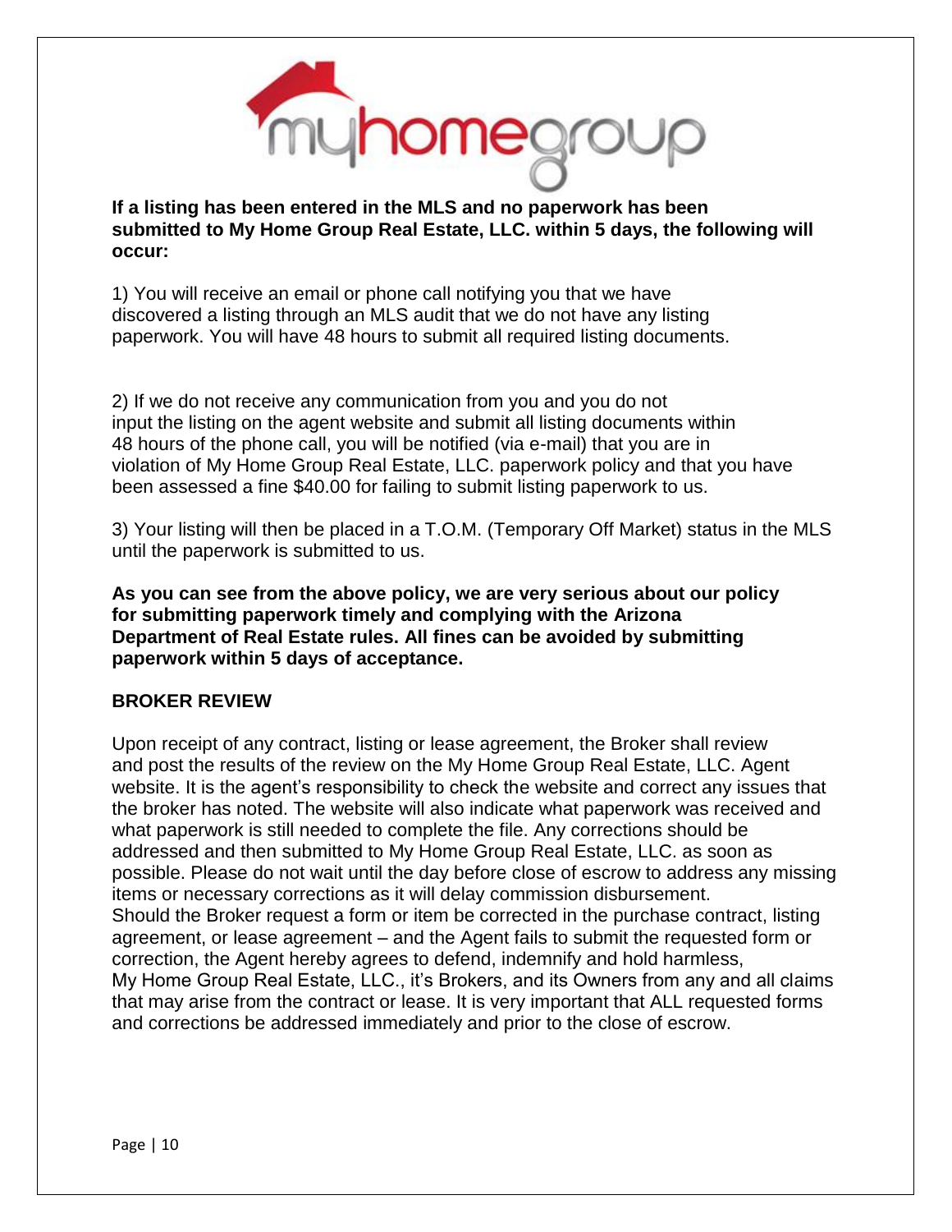**If a listing has been entered in the MLS and no paperwork has been submitted to My Home Group Real Estate, LLC. within 5 days, the following will occur:**

1) You will receive an email or phone call notifying you that we have discovered a listing through an MLS audit that we do not have any listing paperwork. You will have 48 hours to submit all required listing documents.

2) If we do not receive any communication from you and you do not input the listing on the agent website and submit all listing documents within 48 hours of the phone call, you will be notified (via e-mail) that you are in violation of My Home Group Real Estate, LLC. paperwork policy and that you have been assessed a fine $40.00 for failing to submit listing paperwork to us.

3) Your listing will then be placed in a T.O.M. (Temporary Off Market) status in the MLS until the paperwork is submitted to us.

**As you can see from the above policy, we are very serious about our policy for submitting paperwork timely and complying with the Arizona Department of Real Estate rules. All fines can be avoided by submitting paperwork within 5 days of acceptance.**

## BROKER REVIEW

Upon receipt of any contract, listing or lease agreement, the Broker shall review and post the results of the review on the My Home Group Real Estate, LLC. Agent website. It is the agent's responsibility to check the website and correct any issues that the broker has noted. The website will also indicate what paperwork was received and what paperwork is still needed to complete the file. Any corrections should be addressed and then submitted to My Home Group Real Estate, LLC. as soon as possible. Please do not wait until the day before close of escrow to address any missing items or necessary corrections as it will delay commission disbursement.
Should the Broker request a form or item be corrected in the purchase contract, listing agreement, or lease agreement – and the Agent fails to submit the requested form or correction, the Agent hereby agrees to defend, indemnify and hold harmless, My Home Group Real Estate, LLC., it's Brokers, and its Owners from any and all claims that may arise from the contract or lease. It is very important that ALL requested forms and corrections be addressed immediately and prior to the close of escrow.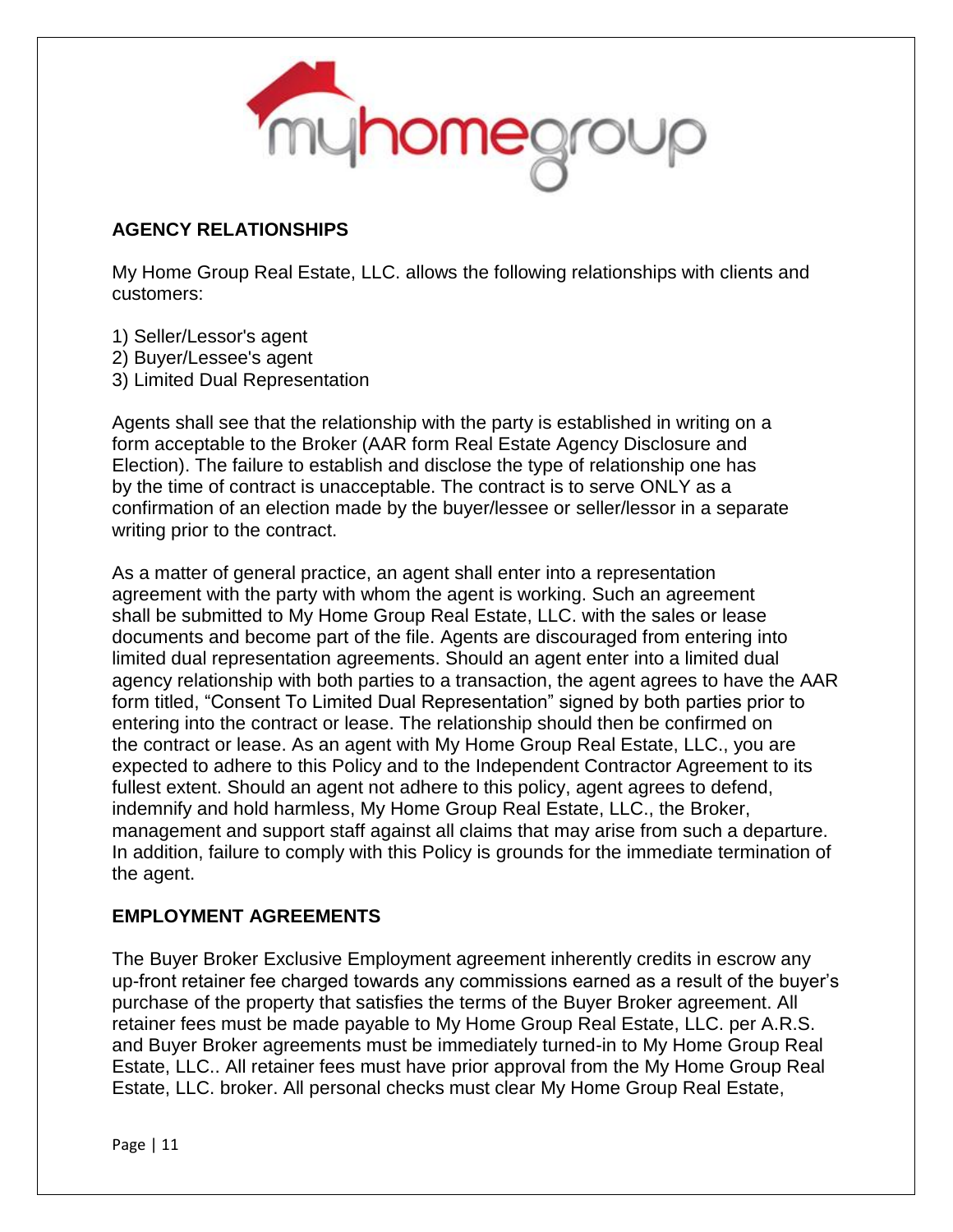## AGENCY RELATIONSHIPS

My Home Group Real Estate, LLC. allows the following relationships with clients and customers:

1) Seller/Lessor's agent
2) Buyer/Lessee's agent
3) Limited Dual Representation

Agents shall see that the relationship with the party is established in writing on a form acceptable to the Broker (AAR form Real Estate Agency Disclosure and Election). The failure to establish and disclose the type of relationship one has by the time of contract is unacceptable. The contract is to serve ONLY as a confirmation of an election made by the buyer/lessee or seller/lessor in a separate writing prior to the contract.

As a matter of general practice, an agent shall enter into a representation agreement with the party with whom the agent is working. Such an agreement shall be submitted to My Home Group Real Estate, LLC. with the sales or lease documents and become part of the file. Agents are discouraged from entering into limited dual representation agreements. Should an agent enter into a limited dual agency relationship with both parties to a transaction, the agent agrees to have the AAR form titled, "Consent To Limited Dual Representation" signed by both parties prior to entering into the contract or lease. The relationship should then be confirmed on the contract or lease. As an agent with My Home Group Real Estate, LLC., you are expected to adhere to this Policy and to the Independent Contractor Agreement to its fullest extent. Should an agent not adhere to this policy, agent agrees to defend, indemnify and hold harmless, My Home Group Real Estate, LLC., the Broker, management and support staff against all claims that may arise from such a departure. In addition, failure to comply with this Policy is grounds for the immediate termination of the agent.

## EMPLOYMENT AGREEMENTS

The Buyer Broker Exclusive Employment agreement inherently credits in escrow any up-front retainer fee charged towards any commissions earned as a result of the buyer's purchase of the property that satisfies the terms of the Buyer Broker agreement. All retainer fees must be made payable to My Home Group Real Estate, LLC. per A.R.S. and Buyer Broker agreements must be immediately turned-in to My Home Group Real Estate, LLC.. All retainer fees must have prior approval from the My Home Group Real Estate, LLC. broker. All personal checks must clear My Home Group Real Estate,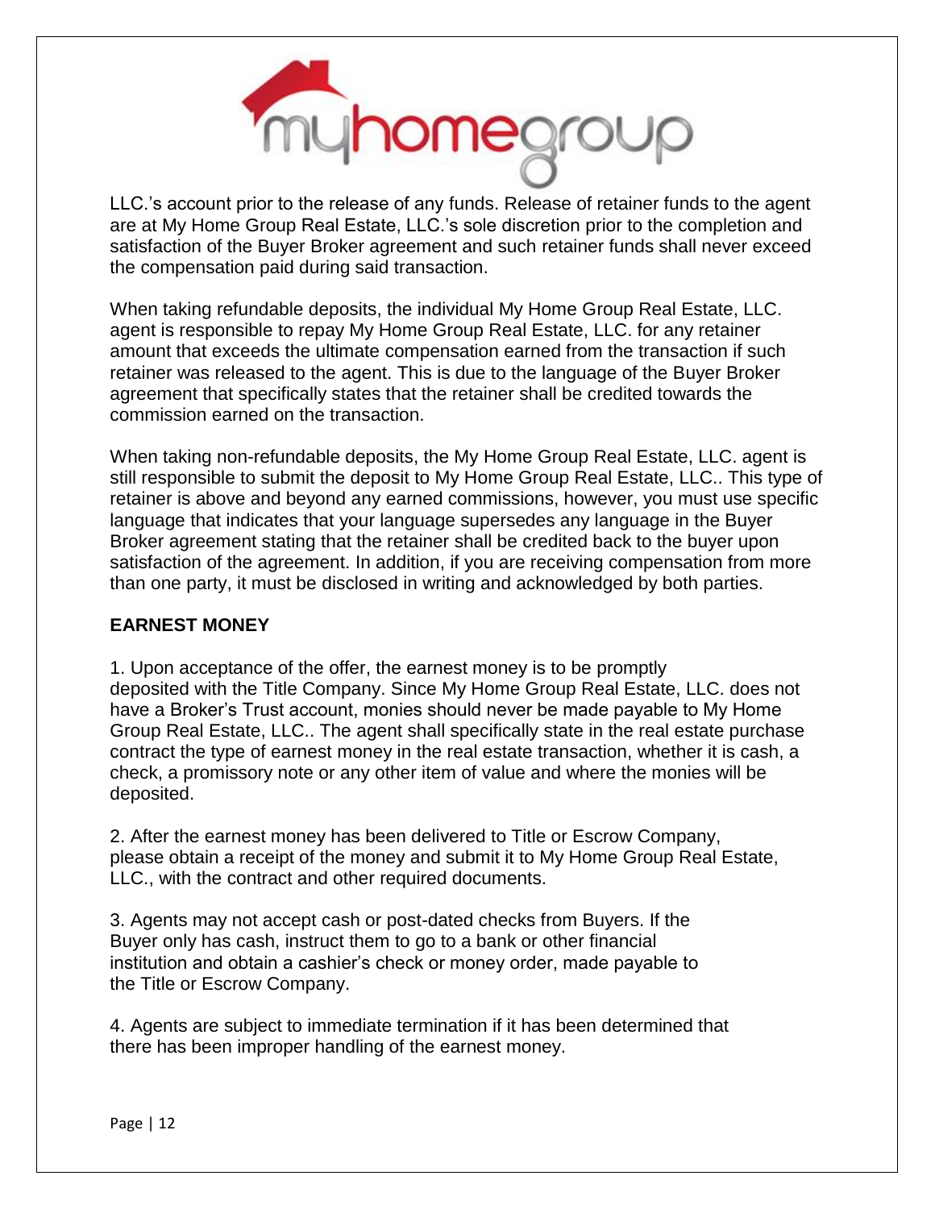LLC.'s account prior to the release of any funds. Release of retainer funds to the agent are at My Home Group Real Estate, LLC.'s sole discretion prior to the completion and satisfaction of the Buyer Broker agreement and such retainer funds shall never exceed the compensation paid during said transaction.

When taking refundable deposits, the individual My Home Group Real Estate, LLC. agent is responsible to repay My Home Group Real Estate, LLC. for any retainer amount that exceeds the ultimate compensation earned from the transaction if such retainer was released to the agent. This is due to the language of the Buyer Broker agreement that specifically states that the retainer shall be credited towards the commission earned on the transaction.

When taking non-refundable deposits, the My Home Group Real Estate, LLC. agent is still responsible to submit the deposit to My Home Group Real Estate, LLC.. This type of retainer is above and beyond any earned commissions, however, you must use specific language that indicates that your language supersedes any language in the Buyer Broker agreement stating that the retainer shall be credited back to the buyer upon satisfaction of the agreement. In addition, if you are receiving compensation from more than one party, it must be disclosed in writing and acknowledged by both parties.

**EARNEST MONEY**

1. Upon acceptance of the offer, the earnest money is to be promptly deposited with the Title Company. Since My Home Group Real Estate, LLC. does not have a Broker's Trust account, monies should never be made payable to My Home Group Real Estate, LLC.. The agent shall specifically state in the real estate purchase contract the type of earnest money in the real estate transaction, whether it is cash, a check, a promissory note or any other item of value and where the monies will be deposited.

2. After the earnest money has been delivered to Title or Escrow Company, please obtain a receipt of the money and submit it to My Home Group Real Estate, LLC., with the contract and other required documents.

3. Agents may not accept cash or post-dated checks from Buyers. If the Buyer only has cash, instruct them to go to a bank or other financial institution and obtain a cashier's check or money order, made payable to the Title or Escrow Company.

4. Agents are subject to immediate termination if it has been determined that there has been improper handling of the earnest money.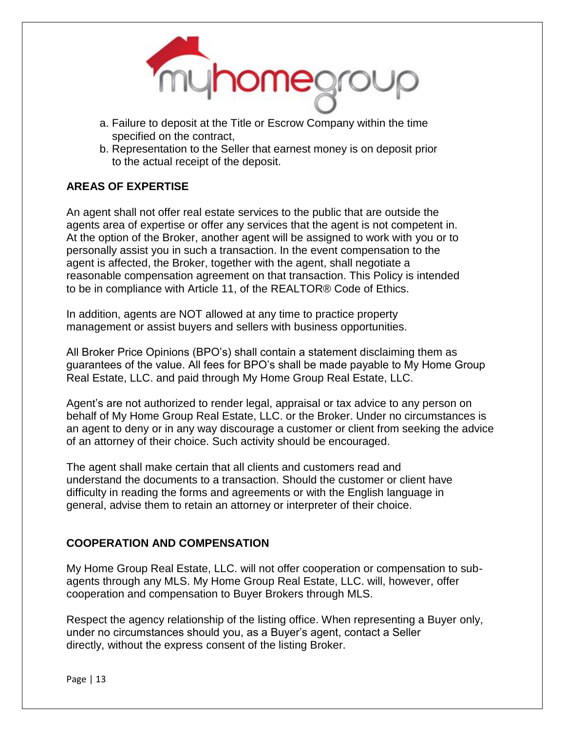a. Failure to deposit at the Title or Escrow Company within the time specified on the contract,
b. Representation to the Seller that earnest money is on deposit prior to the actual receipt of the deposit.

**AREAS OF EXPERTISE**

An agent shall not offer real estate services to the public that are outside the agents area of expertise or offer any services that the agent is not competent in. At the option of the Broker, another agent will be assigned to work with you or to personally assist you in such a transaction. In the event compensation to the agent is affected, the Broker, together with the agent, shall negotiate a reasonable compensation agreement on that transaction. This Policy is intended to be in compliance with Article 11, of the REALTOR® Code of Ethics.

In addition, agents are NOT allowed at any time to practice property management or assist buyers and sellers with business opportunities.

All Broker Price Opinions (BPO's) shall contain a statement disclaiming them as guarantees of the value. All fees for BPO's shall be made payable to My Home Group Real Estate, LLC. and paid through My Home Group Real Estate, LLC.

Agent's are not authorized to render legal, appraisal or tax advice to any person on behalf of My Home Group Real Estate, LLC. or the Broker. Under no circumstances is an agent to deny or in any way discourage a customer or client from seeking the advice of an attorney of their choice. Such activity should be encouraged.

The agent shall make certain that all clients and customers read and understand the documents to a transaction. Should the customer or client have difficulty in reading the forms and agreements or with the English language in general, advise them to retain an attorney or interpreter of their choice.

**COOPERATION AND COMPENSATION**

My Home Group Real Estate, LLC. will not offer cooperation or compensation to sub-agents through any MLS. My Home Group Real Estate, LLC. will, however, offer cooperation and compensation to Buyer Brokers through MLS.

Respect the agency relationship of the listing office. When representing a Buyer only, under no circumstances should you, as a Buyer's agent, contact a Seller directly, without the express consent of the listing Broker.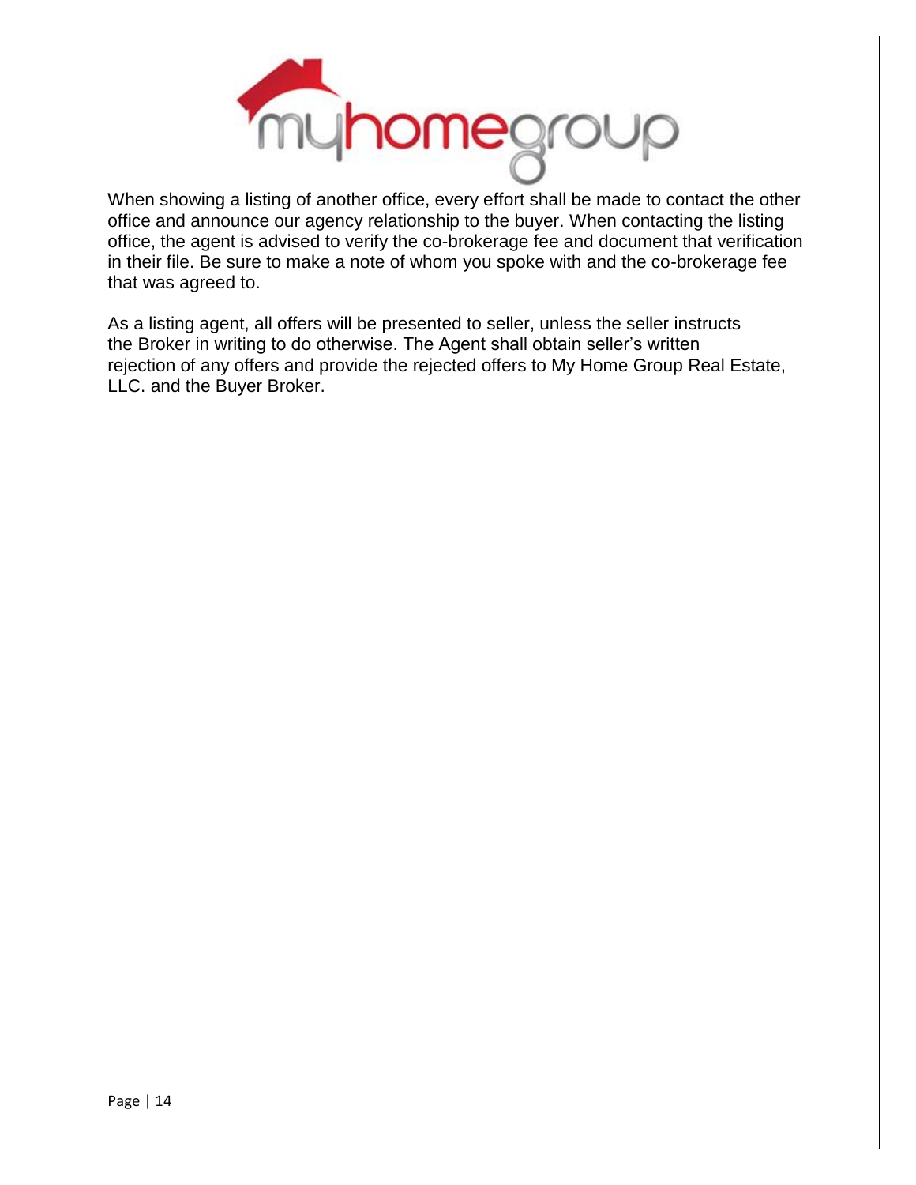When showing a listing of another office, every effort shall be made to contact the other office and announce our agency relationship to the buyer. When contacting the listing office, the agent is advised to verify the co-brokerage fee and document that verification in their file. Be sure to make a note of whom you spoke with and the co-brokerage fee that was agreed to.

As a listing agent, all offers will be presented to seller, unless the seller instructs the Broker in writing to do otherwise. The Agent shall obtain seller's written rejection of any offers and provide the rejected offers to My Home Group Real Estate, LLC. and the Buyer Broker.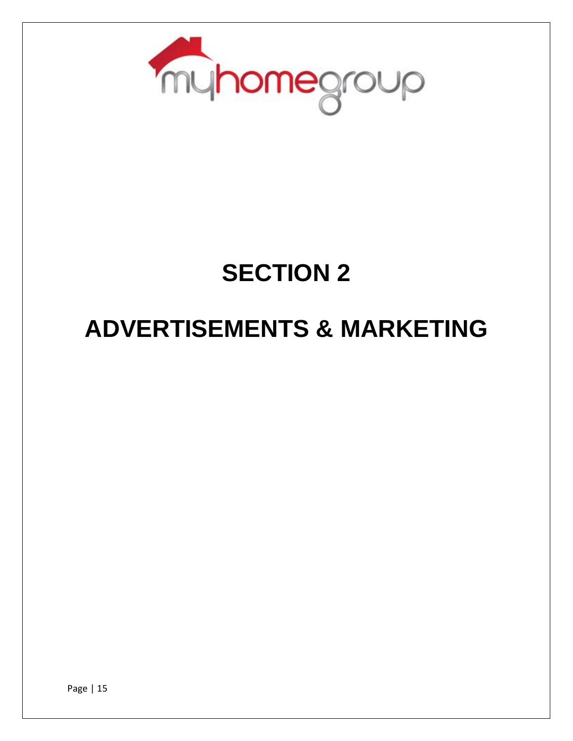# SECTION 2

# ADVERTISEMENTS & MARKETING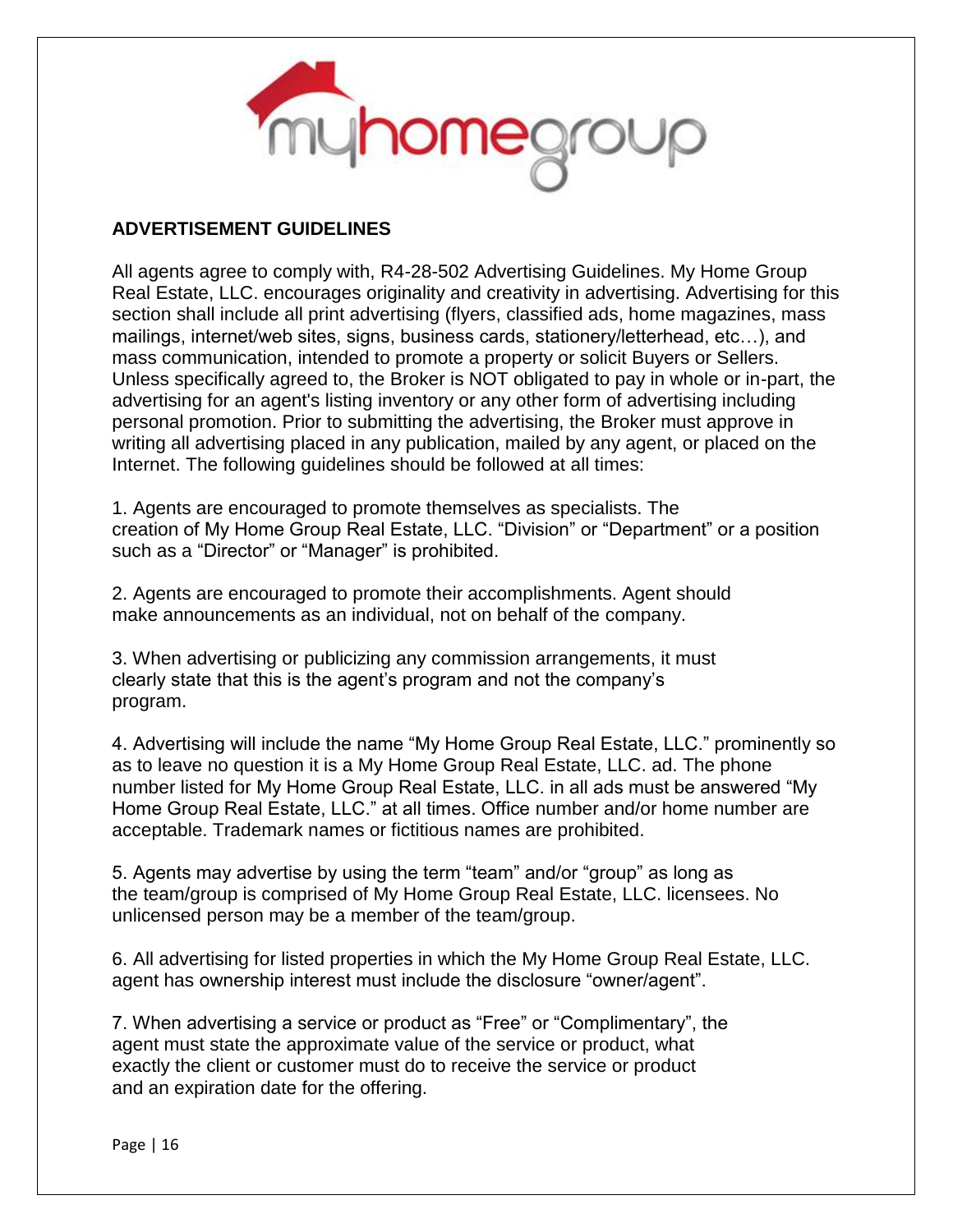## ADVERTISEMENT GUIDELINES

All agents agree to comply with, R4-28-502 Advertising Guidelines. My Home Group Real Estate, LLC. encourages originality and creativity in advertising. Advertising for this section shall include all print advertising (flyers, classified ads, home magazines, mass mailings, internet/web sites, signs, business cards, stationery/letterhead, etc…), and mass communication, intended to promote a property or solicit Buyers or Sellers. Unless specifically agreed to, the Broker is NOT obligated to pay in whole or in-part, the advertising for an agent's listing inventory or any other form of advertising including personal promotion. Prior to submitting the advertising, the Broker must approve in writing all advertising placed in any publication, mailed by any agent, or placed on the Internet. The following guidelines should be followed at all times:

1. Agents are encouraged to promote themselves as specialists. The creation of My Home Group Real Estate, LLC. "Division" or "Department" or a position such as a "Director" or "Manager" is prohibited.

2. Agents are encouraged to promote their accomplishments. Agent should make announcements as an individual, not on behalf of the company.

3. When advertising or publicizing any commission arrangements, it must clearly state that this is the agent's program and not the company's program.

4. Advertising will include the name "My Home Group Real Estate, LLC." prominently so as to leave no question it is a My Home Group Real Estate, LLC. ad. The phone number listed for My Home Group Real Estate, LLC. in all ads must be answered "My Home Group Real Estate, LLC." at all times. Office number and/or home number are acceptable. Trademark names or fictitious names are prohibited.

5. Agents may advertise by using the term "team" and/or "group" as long as the team/group is comprised of My Home Group Real Estate, LLC. licensees. No unlicensed person may be a member of the team/group.

6. All advertising for listed properties in which the My Home Group Real Estate, LLC. agent has ownership interest must include the disclosure "owner/agent".

7. When advertising a service or product as "Free" or "Complimentary", the agent must state the approximate value of the service or product, what exactly the client or customer must do to receive the service or product and an expiration date for the offering.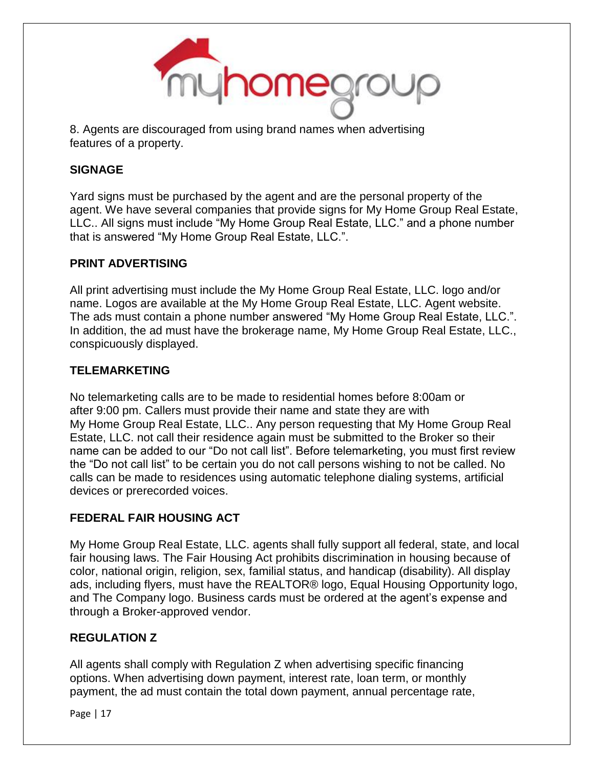8. Agents are discouraged from using brand names when advertising features of a property.

## SIGNAGE

Yard signs must be purchased by the agent and are the personal property of the agent. We have several companies that provide signs for My Home Group Real Estate, LLC.. All signs must include "My Home Group Real Estate, LLC." and a phone number that is answered "My Home Group Real Estate, LLC.".

## PRINT ADVERTISING

All print advertising must include the My Home Group Real Estate, LLC. logo and/or name. Logos are available at the My Home Group Real Estate, LLC. Agent website. The ads must contain a phone number answered "My Home Group Real Estate, LLC.". In addition, the ad must have the brokerage name, My Home Group Real Estate, LLC., conspicuously displayed.

## TELEMARKETING

No telemarketing calls are to be made to residential homes before 8:00am or after 9:00 pm. Callers must provide their name and state they are with My Home Group Real Estate, LLC.. Any person requesting that My Home Group Real Estate, LLC. not call their residence again must be submitted to the Broker so their name can be added to our "Do not call list". Before telemarketing, you must first review the "Do not call list" to be certain you do not call persons wishing to not be called. No calls can be made to residences using automatic telephone dialing systems, artificial devices or prerecorded voices.

## FEDERAL FAIR HOUSING ACT

My Home Group Real Estate, LLC. agents shall fully support all federal, state, and local fair housing laws. The Fair Housing Act prohibits discrimination in housing because of color, national origin, religion, sex, familial status, and handicap (disability). All display ads, including flyers, must have the REALTOR® logo, Equal Housing Opportunity logo, and The Company logo. Business cards must be ordered at the agent's expense and through a Broker-approved vendor.

## REGULATION Z

All agents shall comply with Regulation Z when advertising specific financing options. When advertising down payment, interest rate, loan term, or monthly payment, the ad must contain the total down payment, annual percentage rate,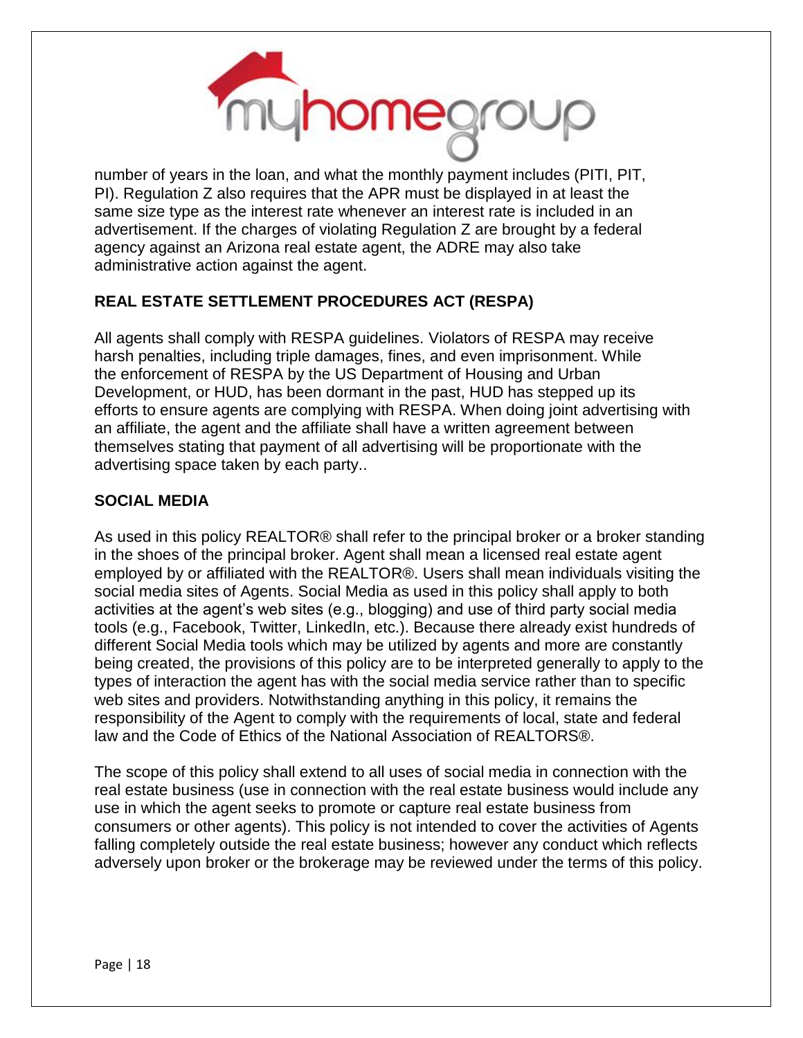number of years in the loan, and what the monthly payment includes (PITI, PIT, PI). Regulation Z also requires that the APR must be displayed in at least the same size type as the interest rate whenever an interest rate is included in an advertisement. If the charges of violating Regulation Z are brought by a federal agency against an Arizona real estate agent, the ADRE may also take administrative action against the agent.

## REAL ESTATE SETTLEMENT PROCEDURES ACT (RESPA)

All agents shall comply with RESPA guidelines. Violators of RESPA may receive harsh penalties, including triple damages, fines, and even imprisonment. While the enforcement of RESPA by the US Department of Housing and Urban Development, or HUD, has been dormant in the past, HUD has stepped up its efforts to ensure agents are complying with RESPA. When doing joint advertising with an affiliate, the agent and the affiliate shall have a written agreement between themselves stating that payment of all advertising will be proportionate with the advertising space taken by each party..

## SOCIAL MEDIA

As used in this policy REALTOR® shall refer to the principal broker or a broker standing in the shoes of the principal broker. Agent shall mean a licensed real estate agent employed by or affiliated with the REALTOR®. Users shall mean individuals visiting the social media sites of Agents. Social Media as used in this policy shall apply to both activities at the agent's web sites (e.g., blogging) and use of third party social media tools (e.g., Facebook, Twitter, LinkedIn, etc.). Because there already exist hundreds of different Social Media tools which may be utilized by agents and more are constantly being created, the provisions of this policy are to be interpreted generally to apply to the types of interaction the agent has with the social media service rather than to specific web sites and providers. Notwithstanding anything in this policy, it remains the responsibility of the Agent to comply with the requirements of local, state and federal law and the Code of Ethics of the National Association of REALTORS®.

The scope of this policy shall extend to all uses of social media in connection with the real estate business (use in connection with the real estate business would include any use in which the agent seeks to promote or capture real estate business from consumers or other agents). This policy is not intended to cover the activities of Agents falling completely outside the real estate business; however any conduct which reflects adversely upon broker or the brokerage may be reviewed under the terms of this policy.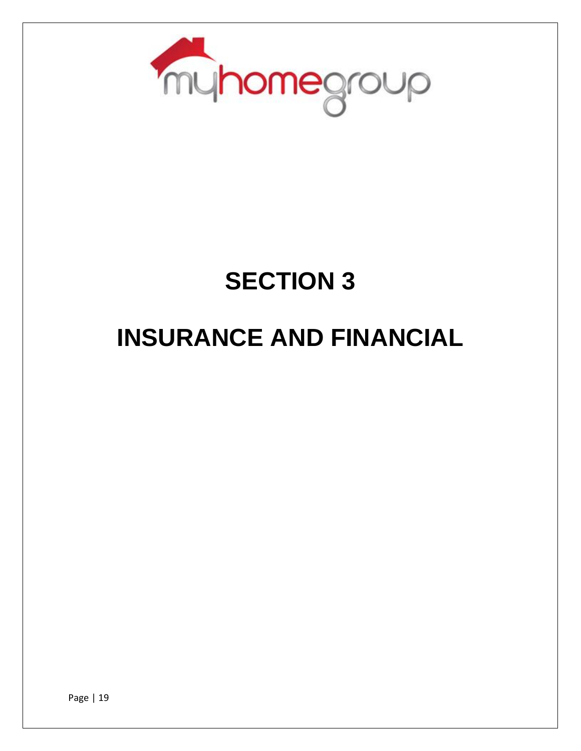# SECTION 3

# INSURANCE AND FINANCIAL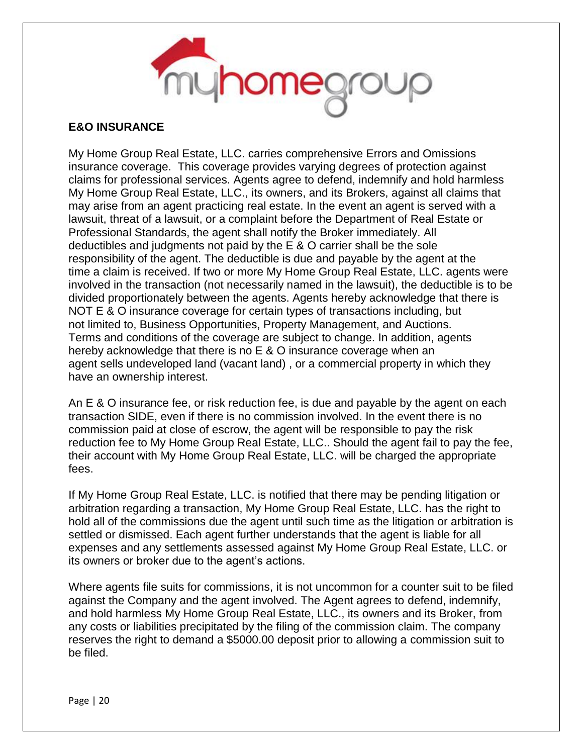## E&O INSURANCE

My Home Group Real Estate, LLC. carries comprehensive Errors and Omissions insurance coverage. This coverage provides varying degrees of protection against claims for professional services. Agents agree to defend, indemnify and hold harmless My Home Group Real Estate, LLC., its owners, and its Brokers, against all claims that may arise from an agent practicing real estate. In the event an agent is served with a lawsuit, threat of a lawsuit, or a complaint before the Department of Real Estate or Professional Standards, the agent shall notify the Broker immediately. All deductibles and judgments not paid by the E & O carrier shall be the sole responsibility of the agent. The deductible is due and payable by the agent at the time a claim is received. If two or more My Home Group Real Estate, LLC. agents were involved in the transaction (not necessarily named in the lawsuit), the deductible is to be divided proportionately between the agents. Agents hereby acknowledge that there is NOT E & O insurance coverage for certain types of transactions including, but not limited to, Business Opportunities, Property Management, and Auctions. Terms and conditions of the coverage are subject to change. In addition, agents hereby acknowledge that there is no E & O insurance coverage when an agent sells undeveloped land (vacant land) , or a commercial property in which they have an ownership interest.

An E & O insurance fee, or risk reduction fee, is due and payable by the agent on each transaction SIDE, even if there is no commission involved. In the event there is no commission paid at close of escrow, the agent will be responsible to pay the risk reduction fee to My Home Group Real Estate, LLC.. Should the agent fail to pay the fee, their account with My Home Group Real Estate, LLC. will be charged the appropriate fees.

If My Home Group Real Estate, LLC. is notified that there may be pending litigation or arbitration regarding a transaction, My Home Group Real Estate, LLC. has the right to hold all of the commissions due the agent until such time as the litigation or arbitration is settled or dismissed. Each agent further understands that the agent is liable for all expenses and any settlements assessed against My Home Group Real Estate, LLC. or its owners or broker due to the agent's actions.

Where agents file suits for commissions, it is not uncommon for a counter suit to be filed against the Company and the agent involved. The Agent agrees to defend, indemnify, and hold harmless My Home Group Real Estate, LLC., its owners and its Broker, from any costs or liabilities precipitated by the filing of the commission claim. The company reserves the right to demand a $5000.00 deposit prior to allowing a commission suit to be filed.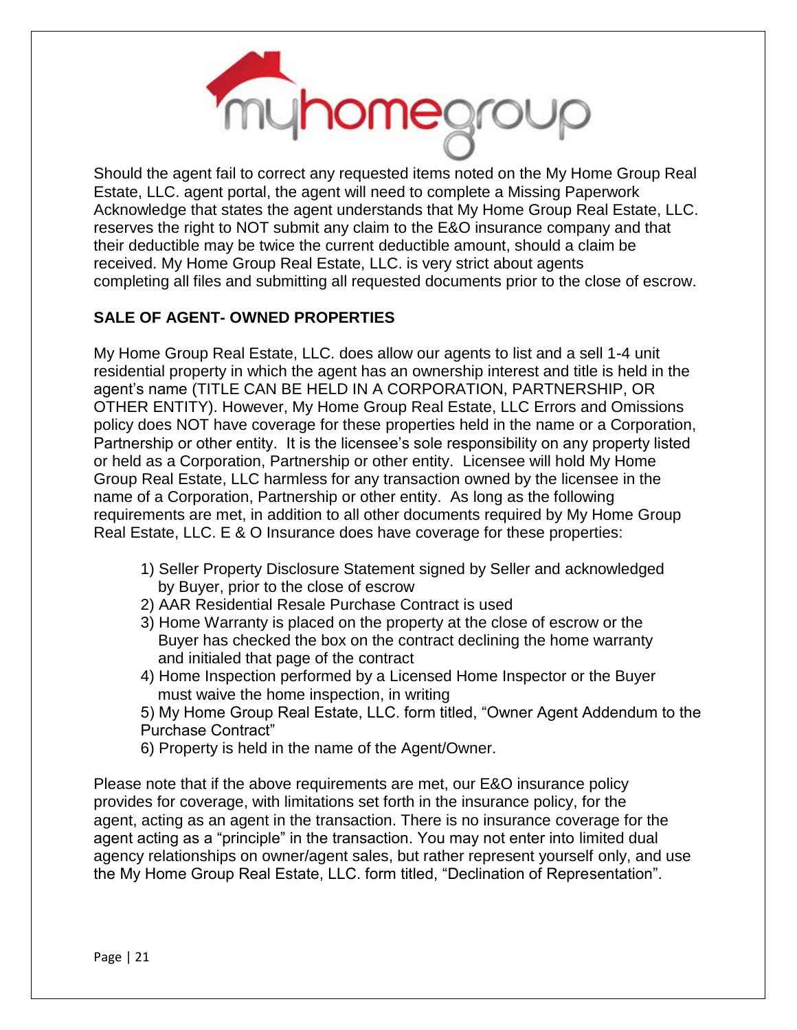Should the agent fail to correct any requested items noted on the My Home Group Real Estate, LLC. agent portal, the agent will need to complete a Missing Paperwork Acknowledge that states the agent understands that My Home Group Real Estate, LLC. reserves the right to NOT submit any claim to the E&O insurance company and that their deductible may be twice the current deductible amount, should a claim be received. My Home Group Real Estate, LLC. is very strict about agents completing all files and submitting all requested documents prior to the close of escrow.

**SALE OF AGENT- OWNED PROPERTIES**

My Home Group Real Estate, LLC. does allow our agents to list and a sell 1-4 unit residential property in which the agent has an ownership interest and title is held in the agent's name (TITLE CAN BE HELD IN A CORPORATION, PARTNERSHIP, OR OTHER ENTITY). However, My Home Group Real Estate, LLC Errors and Omissions policy does NOT have coverage for these properties held in the name or a Corporation, Partnership or other entity. It is the licensee's sole responsibility on any property listed or held as a Corporation, Partnership or other entity. Licensee will hold My Home Group Real Estate, LLC harmless for any transaction owned by the licensee in the name of a Corporation, Partnership or other entity. As long as the following requirements are met, in addition to all other documents required by My Home Group Real Estate, LLC. E & O Insurance does have coverage for these properties:

1) Seller Property Disclosure Statement signed by Seller and acknowledged by Buyer, prior to the close of escrow
2) AAR Residential Resale Purchase Contract is used
3) Home Warranty is placed on the property at the close of escrow or the Buyer has checked the box on the contract declining the home warranty and initialed that page of the contract
4) Home Inspection performed by a Licensed Home Inspector or the Buyer must waive the home inspection, in writing
5) My Home Group Real Estate, LLC. form titled, "Owner Agent Addendum to the Purchase Contract"
6) Property is held in the name of the Agent/Owner.

Please note that if the above requirements are met, our E&O insurance policy provides for coverage, with limitations set forth in the insurance policy, for the agent, acting as an agent in the transaction. There is no insurance coverage for the agent acting as a "principle" in the transaction. You may not enter into limited dual agency relationships on owner/agent sales, but rather represent yourself only, and use the My Home Group Real Estate, LLC. form titled, "Declination of Representation".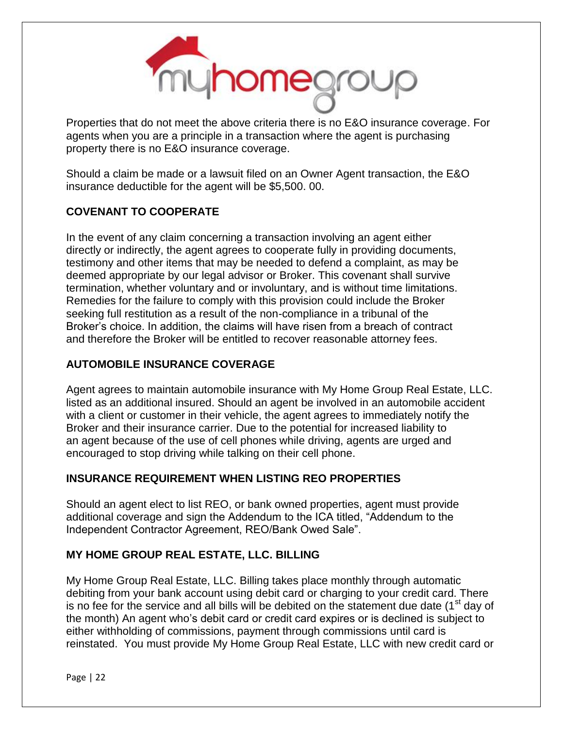Properties that do not meet the above criteria there is no E&O insurance coverage. For agents when you are a principle in a transaction where the agent is purchasing property there is no E&O insurance coverage.

Should a claim be made or a lawsuit filed on an Owner Agent transaction, the E&O insurance deductible for the agent will be $5,500. 00.

**COVENANT TO COOPERATE**

In the event of any claim concerning a transaction involving an agent either directly or indirectly, the agent agrees to cooperate fully in providing documents, testimony and other items that may be needed to defend a complaint, as may be deemed appropriate by our legal advisor or Broker. This covenant shall survive termination, whether voluntary and or involuntary, and is without time limitations. Remedies for the failure to comply with this provision could include the Broker seeking full restitution as a result of the non-compliance in a tribunal of the Broker's choice. In addition, the claims will have risen from a breach of contract and therefore the Broker will be entitled to recover reasonable attorney fees.

**AUTOMOBILE INSURANCE COVERAGE**

Agent agrees to maintain automobile insurance with My Home Group Real Estate, LLC. listed as an additional insured. Should an agent be involved in an automobile accident with a client or customer in their vehicle, the agent agrees to immediately notify the Broker and their insurance carrier. Due to the potential for increased liability to an agent because of the use of cell phones while driving, agents are urged and encouraged to stop driving while talking on their cell phone.

**INSURANCE REQUIREMENT WHEN LISTING REO PROPERTIES**

Should an agent elect to list REO, or bank owned properties, agent must provide additional coverage and sign the Addendum to the ICA titled, "Addendum to the Independent Contractor Agreement, REO/Bank Owed Sale".

**MY HOME GROUP REAL ESTATE, LLC. BILLING**

My Home Group Real Estate, LLC. Billing takes place monthly through automatic debiting from your bank account using debit card or charging to your credit card. There is no fee for the service and all bills will be debited on the statement due date (1st day of the month) An agent who's debit card or credit card expires or is declined is subject to either withholding of commissions, payment through commissions until card is reinstated. You must provide My Home Group Real Estate, LLC with new credit card or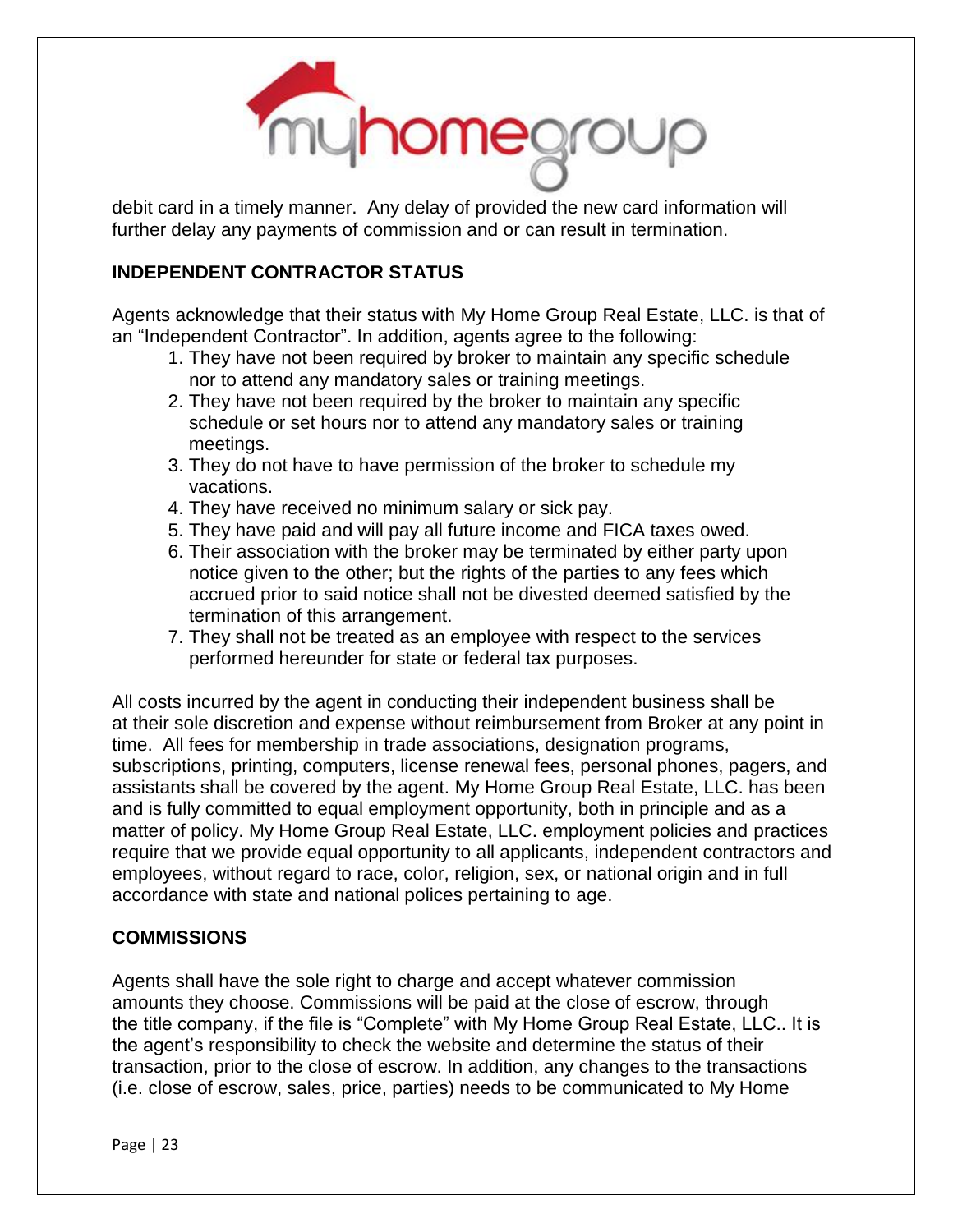debit card in a timely manner. Any delay of provided the new card information will further delay any payments of commission and or can result in termination.

**INDEPENDENT CONTRACTOR STATUS**

Agents acknowledge that their status with My Home Group Real Estate, LLC. is that of an "Independent Contractor". In addition, agents agree to the following:

1. They have not been required by broker to maintain any specific schedule nor to attend any mandatory sales or training meetings.
2. They have not been required by the broker to maintain any specific schedule or set hours nor to attend any mandatory sales or training meetings.
3. They do not have to have permission of the broker to schedule my vacations.
4. They have received no minimum salary or sick pay.
5. They have paid and will pay all future income and FICA taxes owed.
6. Their association with the broker may be terminated by either party upon notice given to the other; but the rights of the parties to any fees which accrued prior to said notice shall not be divested deemed satisfied by the termination of this arrangement.
7. They shall not be treated as an employee with respect to the services performed hereunder for state or federal tax purposes.

All costs incurred by the agent in conducting their independent business shall be at their sole discretion and expense without reimbursement from Broker at any point in time. All fees for membership in trade associations, designation programs, subscriptions, printing, computers, license renewal fees, personal phones, pagers, and assistants shall be covered by the agent. My Home Group Real Estate, LLC. has been and is fully committed to equal employment opportunity, both in principle and as a matter of policy. My Home Group Real Estate, LLC. employment policies and practices require that we provide equal opportunity to all applicants, independent contractors and employees, without regard to race, color, religion, sex, or national origin and in full accordance with state and national polices pertaining to age.

**COMMISSIONS**

Agents shall have the sole right to charge and accept whatever commission amounts they choose. Commissions will be paid at the close of escrow, through the title company, if the file is "Complete" with My Home Group Real Estate, LLC.. It is the agent's responsibility to check the website and determine the status of their transaction, prior to the close of escrow. In addition, any changes to the transactions (i.e. close of escrow, sales, price, parties) needs to be communicated to My Home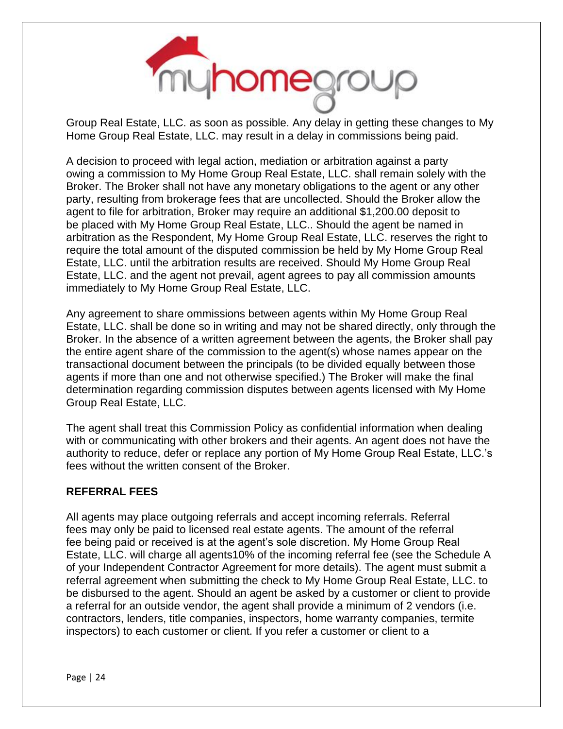Group Real Estate, LLC. as soon as possible. Any delay in getting these changes to My Home Group Real Estate, LLC. may result in a delay in commissions being paid.

A decision to proceed with legal action, mediation or arbitration against a party owing a commission to My Home Group Real Estate, LLC. shall remain solely with the Broker. The Broker shall not have any monetary obligations to the agent or any other party, resulting from brokerage fees that are uncollected. Should the Broker allow the agent to file for arbitration, Broker may require an additional $1,200.00 deposit to be placed with My Home Group Real Estate, LLC.. Should the agent be named in arbitration as the Respondent, My Home Group Real Estate, LLC. reserves the right to require the total amount of the disputed commission be held by My Home Group Real Estate, LLC. until the arbitration results are received. Should My Home Group Real Estate, LLC. and the agent not prevail, agent agrees to pay all commission amounts immediately to My Home Group Real Estate, LLC.

Any agreement to share ommissions between agents within My Home Group Real Estate, LLC. shall be done so in writing and may not be shared directly, only through the Broker. In the absence of a written agreement between the agents, the Broker shall pay the entire agent share of the commission to the agent(s) whose names appear on the transactional document between the principals (to be divided equally between those agents if more than one and not otherwise specified.) The Broker will make the final determination regarding commission disputes between agents licensed with My Home Group Real Estate, LLC.

The agent shall treat this Commission Policy as confidential information when dealing with or communicating with other brokers and their agents. An agent does not have the authority to reduce, defer or replace any portion of My Home Group Real Estate, LLC.'s fees without the written consent of the Broker.

**REFERRAL FEES**

All agents may place outgoing referrals and accept incoming referrals. Referral fees may only be paid to licensed real estate agents. The amount of the referral fee being paid or received is at the agent's sole discretion. My Home Group Real Estate, LLC. will charge all agents10% of the incoming referral fee (see the Schedule A of your Independent Contractor Agreement for more details). The agent must submit a referral agreement when submitting the check to My Home Group Real Estate, LLC. to be disbursed to the agent. Should an agent be asked by a customer or client to provide a referral for an outside vendor, the agent shall provide a minimum of 2 vendors (i.e. contractors, lenders, title companies, inspectors, home warranty companies, termite inspectors) to each customer or client. If you refer a customer or client to a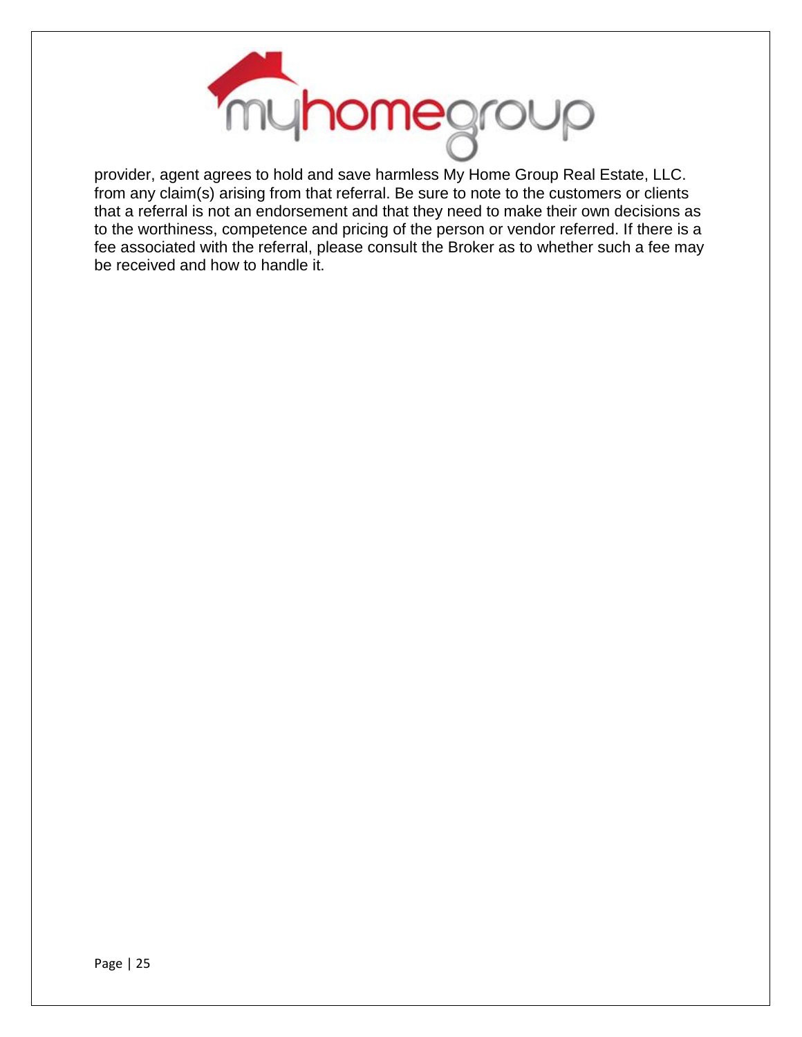provider, agent agrees to hold and save harmless My Home Group Real Estate, LLC. from any claim(s) arising from that referral. Be sure to note to the customers or clients that a referral is not an endorsement and that they need to make their own decisions as to the worthiness, competence and pricing of the person or vendor referred. If there is a fee associated with the referral, please consult the Broker as to whether such a fee may be received and how to handle it.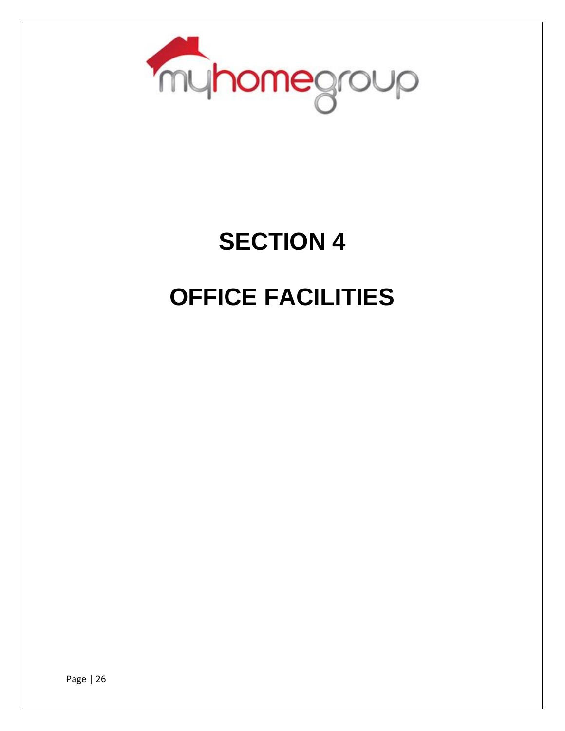# SECTION 4

# OFFICE FACILITIES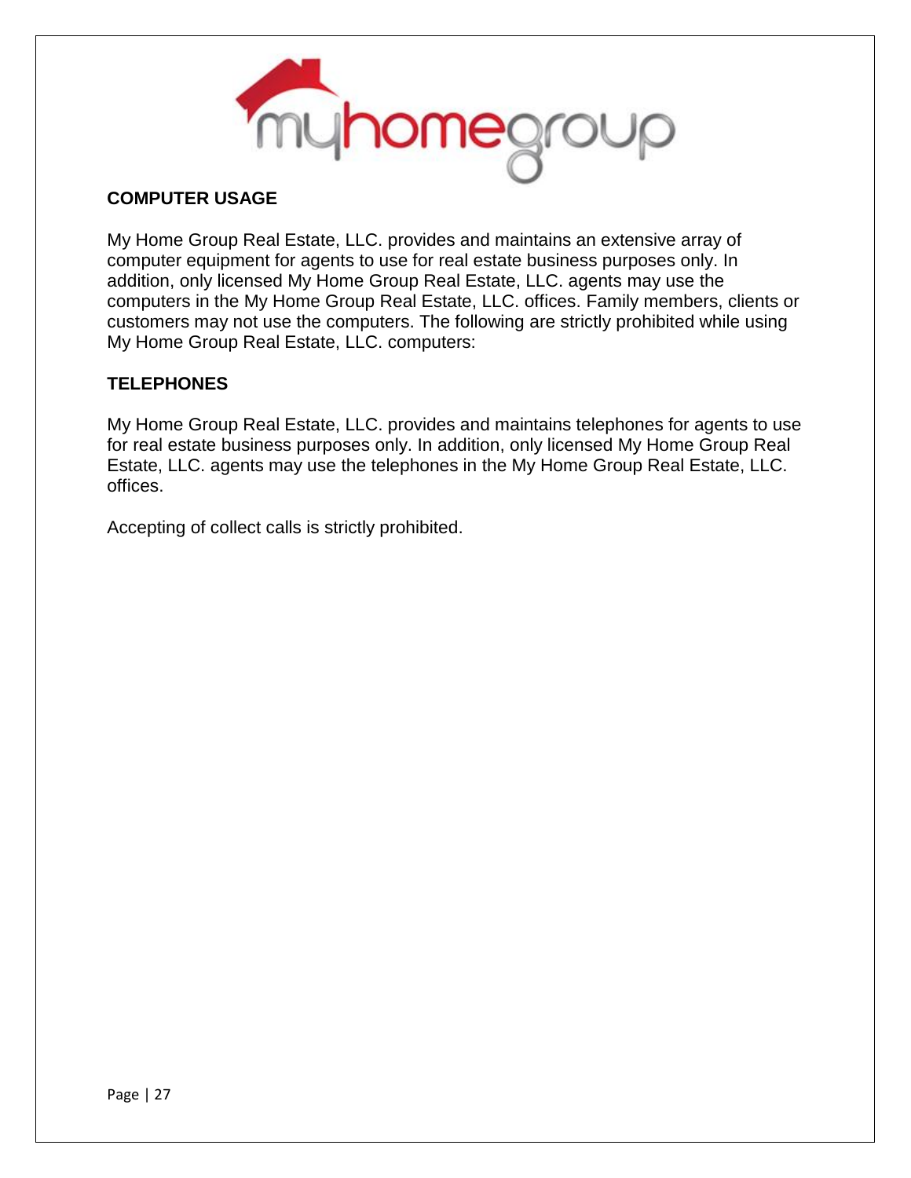## COMPUTER USAGE

My Home Group Real Estate, LLC. provides and maintains an extensive array of computer equipment for agents to use for real estate business purposes only. In addition, only licensed My Home Group Real Estate, LLC. agents may use the computers in the My Home Group Real Estate, LLC. offices. Family members, clients or customers may not use the computers. The following are strictly prohibited while using My Home Group Real Estate, LLC. computers:

## TELEPHONES

My Home Group Real Estate, LLC. provides and maintains telephones for agents to use for real estate business purposes only. In addition, only licensed My Home Group Real Estate, LLC. agents may use the telephones in the My Home Group Real Estate, LLC. offices.

Accepting of collect calls is strictly prohibited.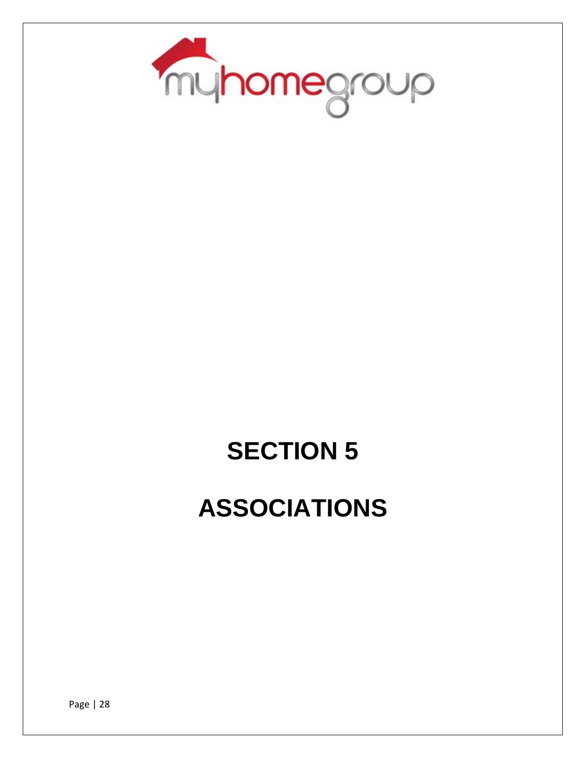# SECTION 5

# ASSOCIATIONS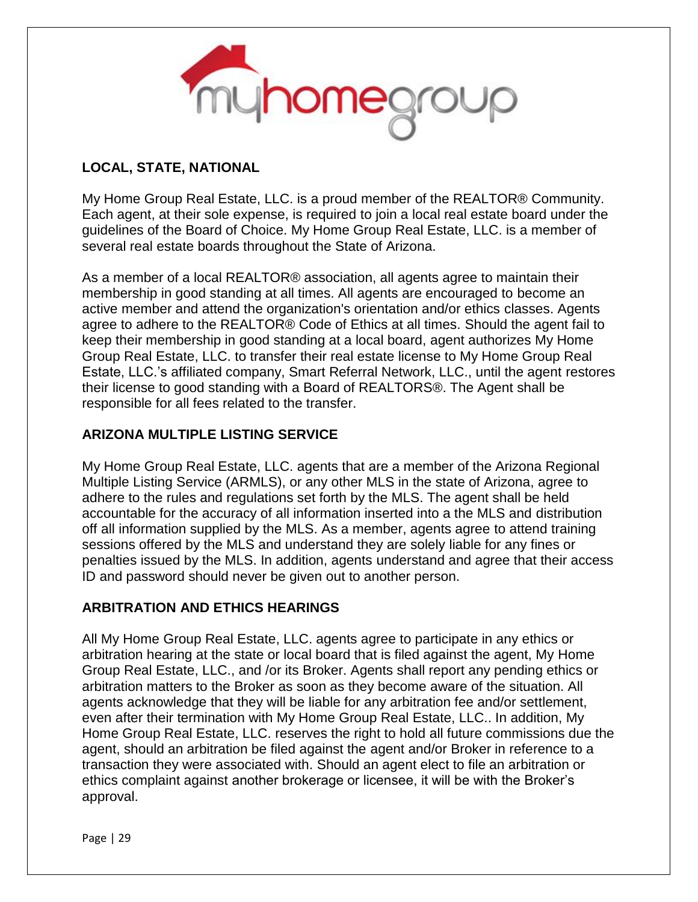## LOCAL, STATE, NATIONAL

My Home Group Real Estate, LLC. is a proud member of the REALTOR® Community. Each agent, at their sole expense, is required to join a local real estate board under the guidelines of the Board of Choice. My Home Group Real Estate, LLC. is a member of several real estate boards throughout the State of Arizona.

As a member of a local REALTOR® association, all agents agree to maintain their membership in good standing at all times. All agents are encouraged to become an active member and attend the organization's orientation and/or ethics classes. Agents agree to adhere to the REALTOR® Code of Ethics at all times. Should the agent fail to keep their membership in good standing at a local board, agent authorizes My Home Group Real Estate, LLC. to transfer their real estate license to My Home Group Real Estate, LLC.'s affiliated company, Smart Referral Network, LLC., until the agent restores their license to good standing with a Board of REALTORS®. The Agent shall be responsible for all fees related to the transfer.

## ARIZONA MULTIPLE LISTING SERVICE

My Home Group Real Estate, LLC. agents that are a member of the Arizona Regional Multiple Listing Service (ARMLS), or any other MLS in the state of Arizona, agree to adhere to the rules and regulations set forth by the MLS. The agent shall be held accountable for the accuracy of all information inserted into a the MLS and distribution off all information supplied by the MLS. As a member, agents agree to attend training sessions offered by the MLS and understand they are solely liable for any fines or penalties issued by the MLS. In addition, agents understand and agree that their access ID and password should never be given out to another person.

## ARBITRATION AND ETHICS HEARINGS

All My Home Group Real Estate, LLC. agents agree to participate in any ethics or arbitration hearing at the state or local board that is filed against the agent, My Home Group Real Estate, LLC., and /or its Broker. Agents shall report any pending ethics or arbitration matters to the Broker as soon as they become aware of the situation. All agents acknowledge that they will be liable for any arbitration fee and/or settlement, even after their termination with My Home Group Real Estate, LLC.. In addition, My Home Group Real Estate, LLC. reserves the right to hold all future commissions due the agent, should an arbitration be filed against the agent and/or Broker in reference to a transaction they were associated with. Should an agent elect to file an arbitration or ethics complaint against another brokerage or licensee, it will be with the Broker's approval.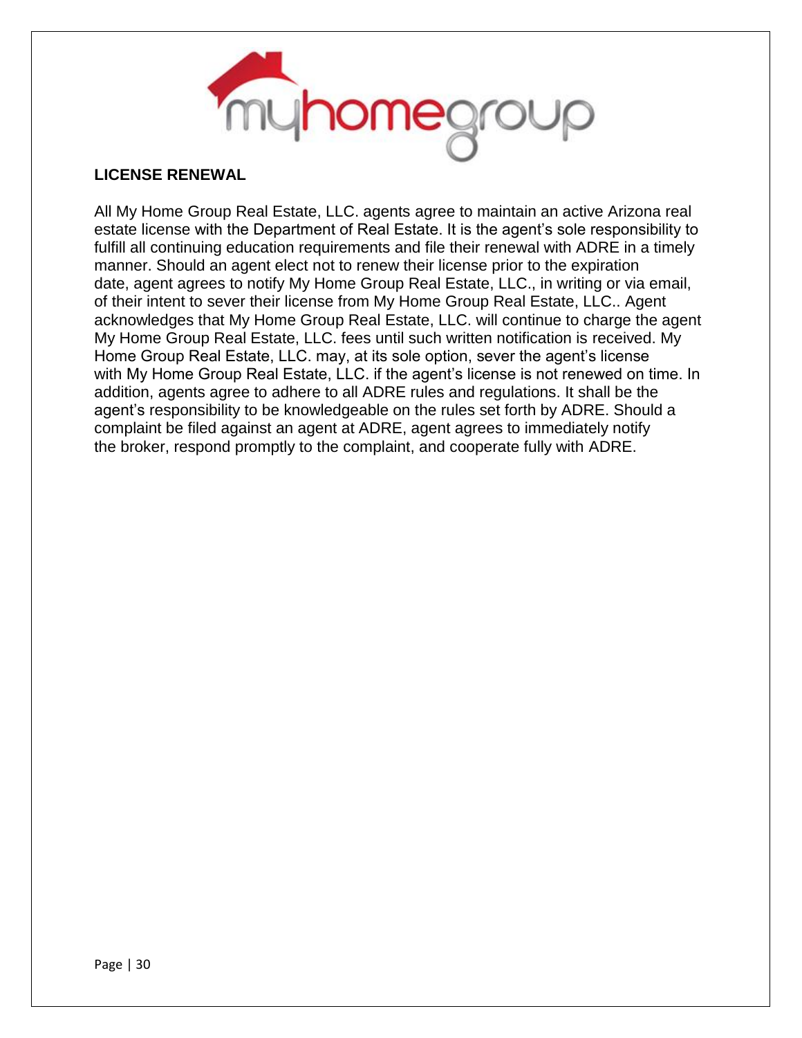## LICENSE RENEWAL

All My Home Group Real Estate, LLC. agents agree to maintain an active Arizona real estate license with the Department of Real Estate. It is the agent's sole responsibility to fulfill all continuing education requirements and file their renewal with ADRE in a timely manner. Should an agent elect not to renew their license prior to the expiration date, agent agrees to notify My Home Group Real Estate, LLC., in writing or via email, of their intent to sever their license from My Home Group Real Estate, LLC.. Agent acknowledges that My Home Group Real Estate, LLC. will continue to charge the agent My Home Group Real Estate, LLC. fees until such written notification is received. My Home Group Real Estate, LLC. may, at its sole option, sever the agent's license with My Home Group Real Estate, LLC. if the agent's license is not renewed on time. In addition, agents agree to adhere to all ADRE rules and regulations. It shall be the agent's responsibility to be knowledgeable on the rules set forth by ADRE. Should a complaint be filed against an agent at ADRE, agent agrees to immediately notify the broker, respond promptly to the complaint, and cooperate fully with ADRE.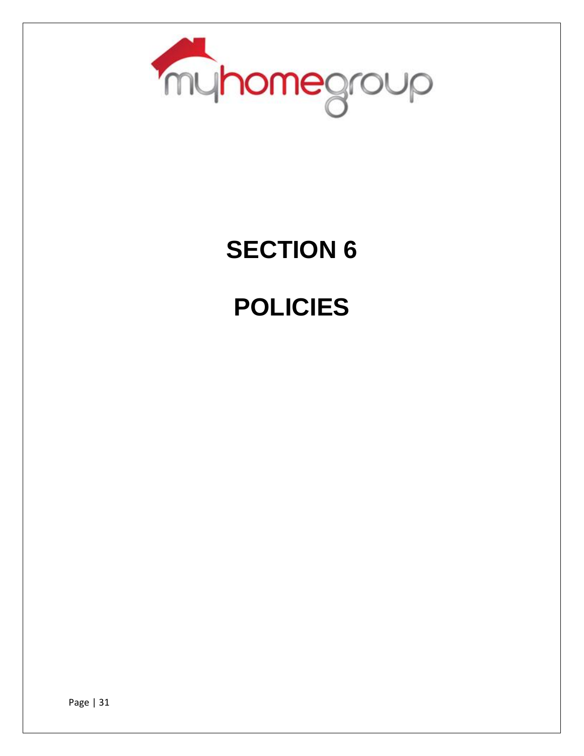# SECTION 6

# POLICIES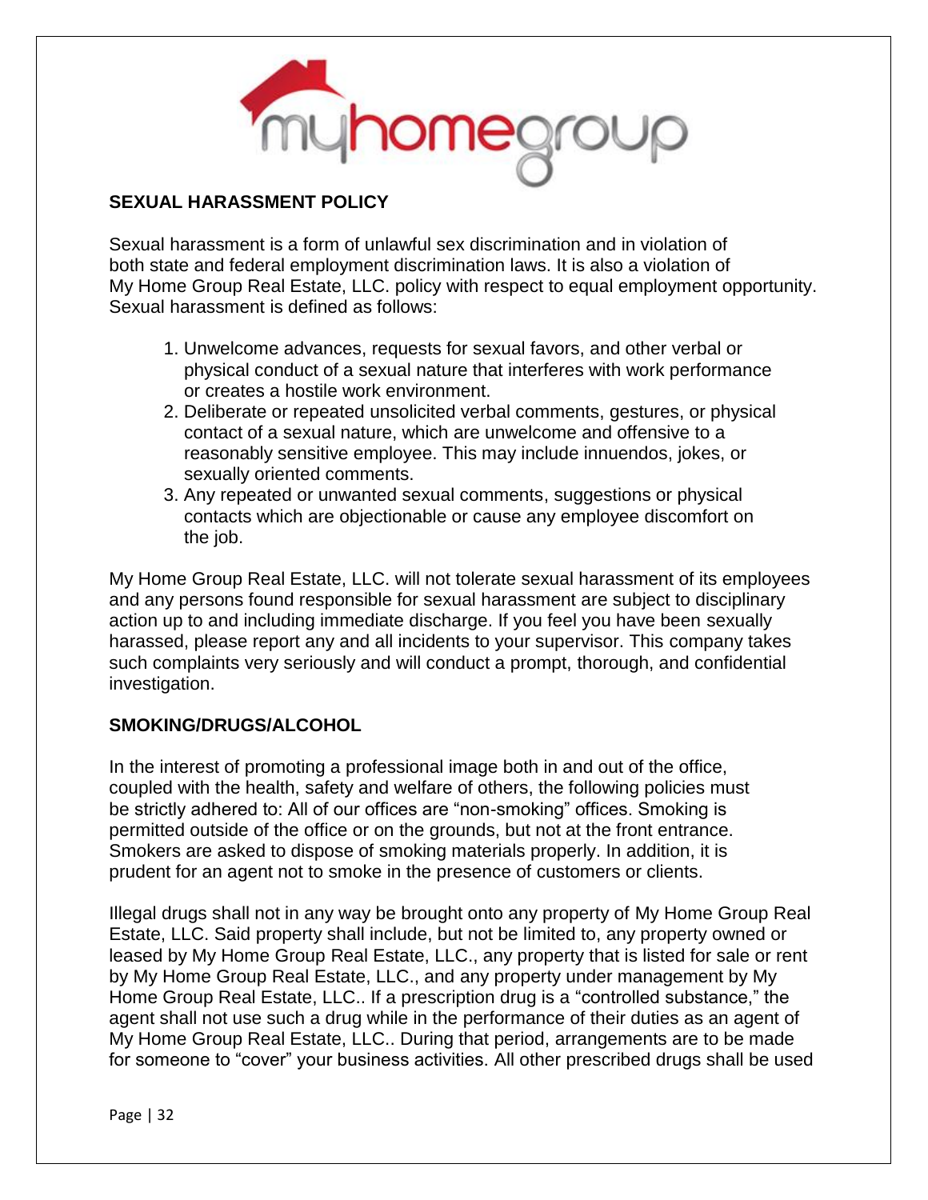## SEXUAL HARASSMENT POLICY

Sexual harassment is a form of unlawful sex discrimination and in violation of both state and federal employment discrimination laws. It is also a violation of My Home Group Real Estate, LLC. policy with respect to equal employment opportunity. Sexual harassment is defined as follows:

1. Unwelcome advances, requests for sexual favors, and other verbal or physical conduct of a sexual nature that interferes with work performance or creates a hostile work environment.
2. Deliberate or repeated unsolicited verbal comments, gestures, or physical contact of a sexual nature, which are unwelcome and offensive to a reasonably sensitive employee. This may include innuendos, jokes, or sexually oriented comments.
3. Any repeated or unwanted sexual comments, suggestions or physical contacts which are objectionable or cause any employee discomfort on the job.

My Home Group Real Estate, LLC. will not tolerate sexual harassment of its employees and any persons found responsible for sexual harassment are subject to disciplinary action up to and including immediate discharge. If you feel you have been sexually harassed, please report any and all incidents to your supervisor. This company takes such complaints very seriously and will conduct a prompt, thorough, and confidential investigation.

## SMOKING/DRUGS/ALCOHOL

In the interest of promoting a professional image both in and out of the office, coupled with the health, safety and welfare of others, the following policies must be strictly adhered to: All of our offices are "non-smoking" offices. Smoking is permitted outside of the office or on the grounds, but not at the front entrance. Smokers are asked to dispose of smoking materials properly. In addition, it is prudent for an agent not to smoke in the presence of customers or clients.

Illegal drugs shall not in any way be brought onto any property of My Home Group Real Estate, LLC. Said property shall include, but not be limited to, any property owned or leased by My Home Group Real Estate, LLC., any property that is listed for sale or rent by My Home Group Real Estate, LLC., and any property under management by My Home Group Real Estate, LLC.. If a prescription drug is a "controlled substance," the agent shall not use such a drug while in the performance of their duties as an agent of My Home Group Real Estate, LLC.. During that period, arrangements are to be made for someone to "cover" your business activities. All other prescribed drugs shall be used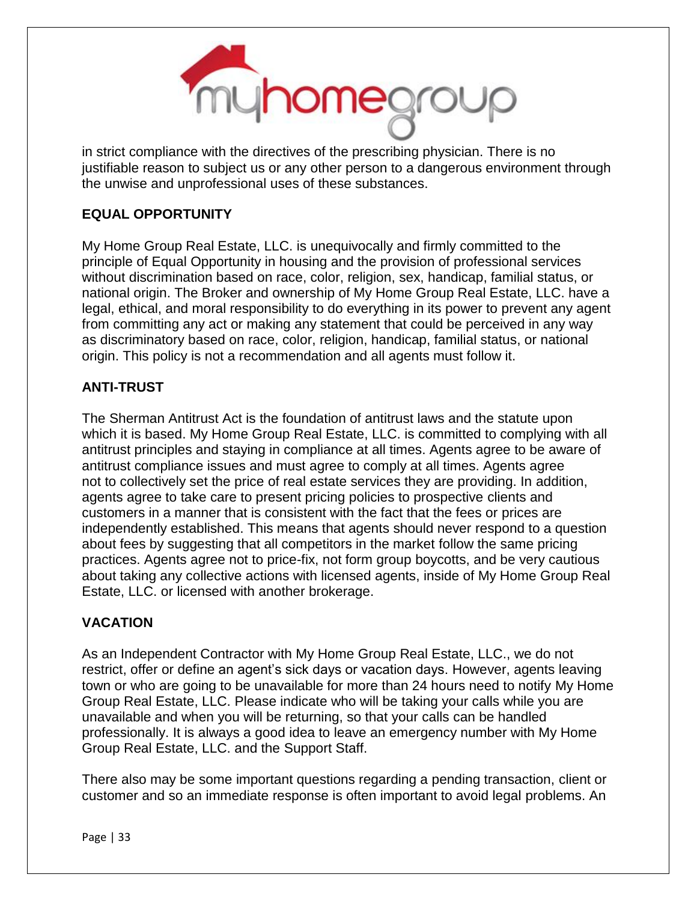in strict compliance with the directives of the prescribing physician. There is no justifiable reason to subject us or any other person to a dangerous environment through the unwise and unprofessional uses of these substances.

## EQUAL OPPORTUNITY

My Home Group Real Estate, LLC. is unequivocally and firmly committed to the principle of Equal Opportunity in housing and the provision of professional services without discrimination based on race, color, religion, sex, handicap, familial status, or national origin. The Broker and ownership of My Home Group Real Estate, LLC. have a legal, ethical, and moral responsibility to do everything in its power to prevent any agent from committing any act or making any statement that could be perceived in any way as discriminatory based on race, color, religion, handicap, familial status, or national origin. This policy is not a recommendation and all agents must follow it.

## ANTI-TRUST

The Sherman Antitrust Act is the foundation of antitrust laws and the statute upon which it is based. My Home Group Real Estate, LLC. is committed to complying with all antitrust principles and staying in compliance at all times. Agents agree to be aware of antitrust compliance issues and must agree to comply at all times. Agents agree not to collectively set the price of real estate services they are providing. In addition, agents agree to take care to present pricing policies to prospective clients and customers in a manner that is consistent with the fact that the fees or prices are independently established. This means that agents should never respond to a question about fees by suggesting that all competitors in the market follow the same pricing practices. Agents agree not to price-fix, not form group boycotts, and be very cautious about taking any collective actions with licensed agents, inside of My Home Group Real Estate, LLC. or licensed with another brokerage.

## VACATION

As an Independent Contractor with My Home Group Real Estate, LLC., we do not restrict, offer or define an agent's sick days or vacation days. However, agents leaving town or who are going to be unavailable for more than 24 hours need to notify My Home Group Real Estate, LLC. Please indicate who will be taking your calls while you are unavailable and when you will be returning, so that your calls can be handled professionally. It is always a good idea to leave an emergency number with My Home Group Real Estate, LLC. and the Support Staff.

There also may be some important questions regarding a pending transaction, client or customer and so an immediate response is often important to avoid legal problems. An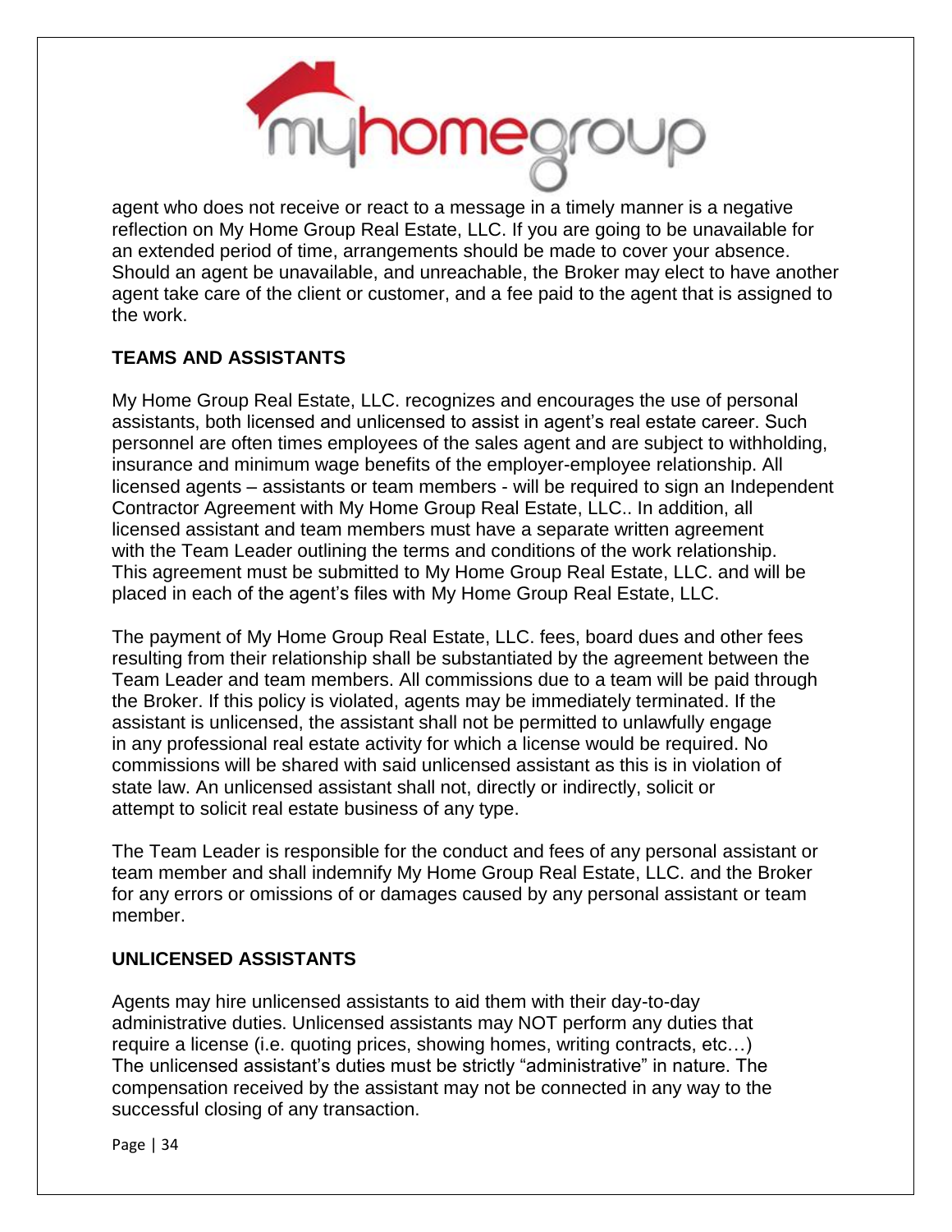agent who does not receive or react to a message in a timely manner is a negative reflection on My Home Group Real Estate, LLC. If you are going to be unavailable for an extended period of time, arrangements should be made to cover your absence. Should an agent be unavailable, and unreachable, the Broker may elect to have another agent take care of the client or customer, and a fee paid to the agent that is assigned to the work.

## TEAMS AND ASSISTANTS

My Home Group Real Estate, LLC. recognizes and encourages the use of personal assistants, both licensed and unlicensed to assist in agent's real estate career. Such personnel are often times employees of the sales agent and are subject to withholding, insurance and minimum wage benefits of the employer-employee relationship. All licensed agents – assistants or team members - will be required to sign an Independent Contractor Agreement with My Home Group Real Estate, LLC.. In addition, all licensed assistant and team members must have a separate written agreement with the Team Leader outlining the terms and conditions of the work relationship. This agreement must be submitted to My Home Group Real Estate, LLC. and will be placed in each of the agent's files with My Home Group Real Estate, LLC.

The payment of My Home Group Real Estate, LLC. fees, board dues and other fees resulting from their relationship shall be substantiated by the agreement between the Team Leader and team members. All commissions due to a team will be paid through the Broker. If this policy is violated, agents may be immediately terminated. If the assistant is unlicensed, the assistant shall not be permitted to unlawfully engage in any professional real estate activity for which a license would be required. No commissions will be shared with said unlicensed assistant as this is in violation of state law. An unlicensed assistant shall not, directly or indirectly, solicit or attempt to solicit real estate business of any type.

The Team Leader is responsible for the conduct and fees of any personal assistant or team member and shall indemnify My Home Group Real Estate, LLC. and the Broker for any errors or omissions of or damages caused by any personal assistant or team member.

## UNLICENSED ASSISTANTS

Agents may hire unlicensed assistants to aid them with their day-to-day administrative duties. Unlicensed assistants may NOT perform any duties that require a license (i.e. quoting prices, showing homes, writing contracts, etc…) The unlicensed assistant's duties must be strictly "administrative" in nature. The compensation received by the assistant may not be connected in any way to the successful closing of any transaction.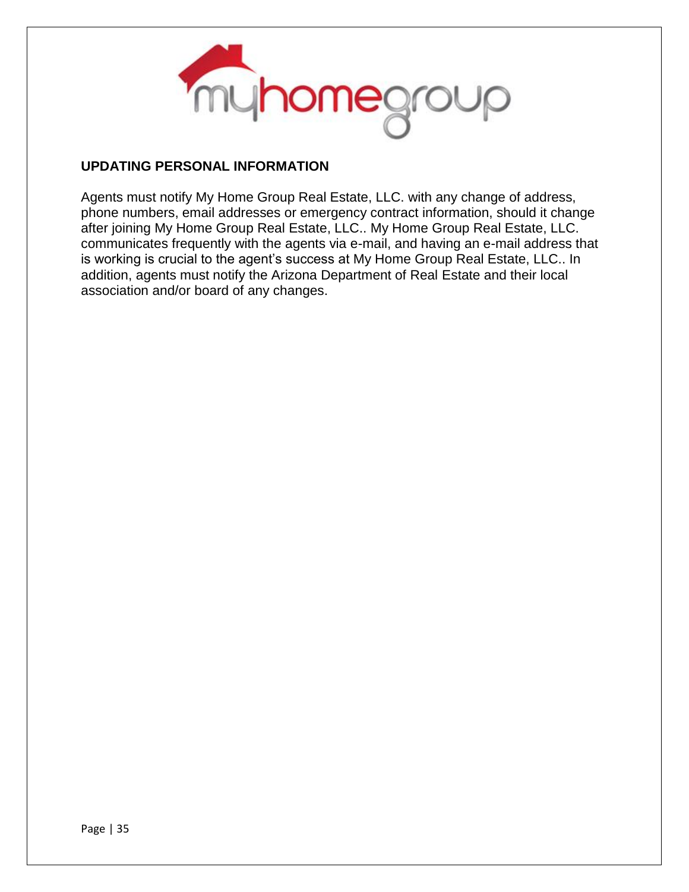## UPDATING PERSONAL INFORMATION

Agents must notify My Home Group Real Estate, LLC. with any change of address, phone numbers, email addresses or emergency contract information, should it change after joining My Home Group Real Estate, LLC.. My Home Group Real Estate, LLC. communicates frequently with the agents via e-mail, and having an e-mail address that is working is crucial to the agent's success at My Home Group Real Estate, LLC.. In addition, agents must notify the Arizona Department of Real Estate and their local association and/or board of any changes.